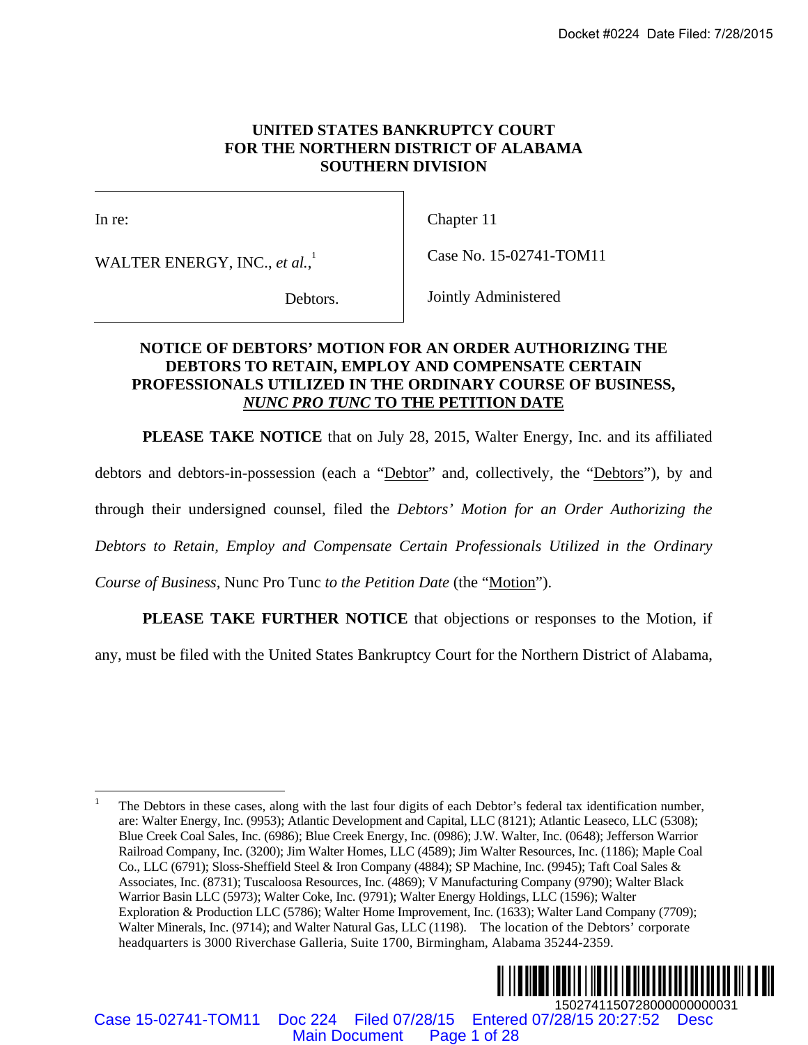**UNITED STATES BANKRUPTCY COURT**
**FOR THE NORTHERN DISTRICT OF ALABAMA**
**SOUTHERN DIVISION**

| | |
|---|---|
| In re: | Chapter 11 |
| WALTER ENERGY, INC., *et al.*,[1] | Case No. 15-02741-TOM11 |
| Debtors. | Jointly Administered |

**NOTICE OF DEBTORS' MOTION FOR AN ORDER AUTHORIZING THE DEBTORS TO RETAIN, EMPLOY AND COMPENSATE CERTAIN PROFESSIONALS UTILIZED IN THE ORDINARY COURSE OF BUSINESS, *NUNC PRO TUNC* TO THE PETITION DATE**

**PLEASE TAKE NOTICE** that on July 28, 2015, Walter Energy, Inc. and its affiliated debtors and debtors-in-possession (each a "Debtor" and, collectively, the "Debtors"), by and through their undersigned counsel, filed the *Debtors' Motion for an Order Authorizing the Debtors to Retain, Employ and Compensate Certain Professionals Utilized in the Ordinary Course of Business,* Nunc Pro Tunc *to the Petition Date* (the "Motion").

**PLEASE TAKE FURTHER NOTICE** that objections or responses to the Motion, if any, must be filed with the United States Bankruptcy Court for the Northern District of Alabama,

---

[1] The Debtors in these cases, along with the last four digits of each Debtor's federal tax identification number, are: Walter Energy, Inc. (9953); Atlantic Development and Capital, LLC (8121); Atlantic Leaseco, LLC (5308); Blue Creek Coal Sales, Inc. (6986); Blue Creek Energy, Inc. (0986); J.W. Walter, Inc. (0648); Jefferson Warrior Railroad Company, Inc. (3200); Jim Walter Homes, LLC (4589); Jim Walter Resources, Inc. (1186); Maple Coal Co., LLC (6791); Sloss-Sheffield Steel & Iron Company (4884); SP Machine, Inc. (9945); Taft Coal Sales & Associates, Inc. (8731); Tuscaloosa Resources, Inc. (4869); V Manufacturing Company (9790); Walter Black Warrior Basin LLC (5973); Walter Coke, Inc. (9791); Walter Energy Holdings, LLC (1596); Walter Exploration & Production LLC (5786); Walter Home Improvement, Inc. (1633); Walter Land Company (7709); Walter Minerals, Inc. (9714); and Walter Natural Gas, LLC (1198). The location of the Debtors' corporate headquarters is 3000 Riverchase Galleria, Suite 1700, Birmingham, Alabama 35244-2359.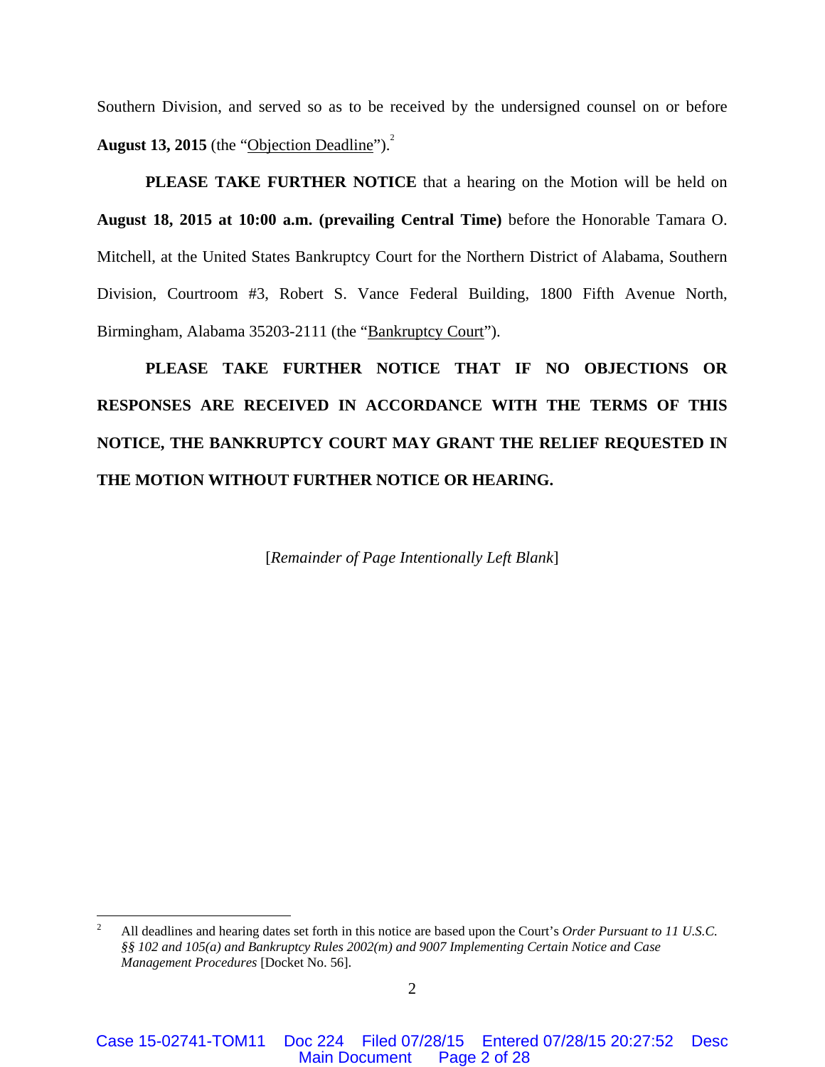Southern Division, and served so as to be received by the undersigned counsel on or before **August 13, 2015** (the "Objection Deadline").[2]

**PLEASE TAKE FURTHER NOTICE** that a hearing on the Motion will be held on **August 18, 2015 at 10:00 a.m. (prevailing Central Time)** before the Honorable Tamara O. Mitchell, at the United States Bankruptcy Court for the Northern District of Alabama, Southern Division, Courtroom #3, Robert S. Vance Federal Building, 1800 Fifth Avenue North, Birmingham, Alabama 35203-2111 (the "Bankruptcy Court").

**PLEASE TAKE FURTHER NOTICE THAT IF NO OBJECTIONS OR RESPONSES ARE RECEIVED IN ACCORDANCE WITH THE TERMS OF THIS NOTICE, THE BANKRUPTCY COURT MAY GRANT THE RELIEF REQUESTED IN THE MOTION WITHOUT FURTHER NOTICE OR HEARING.**

[*Remainder of Page Intentionally Left Blank*]

[2] All deadlines and hearing dates set forth in this notice are based upon the Court's *Order Pursuant to 11 U.S.C. §§ 102 and 105(a) and Bankruptcy Rules 2002(m) and 9007 Implementing Certain Notice and Case Management Procedures* [Docket No. 56].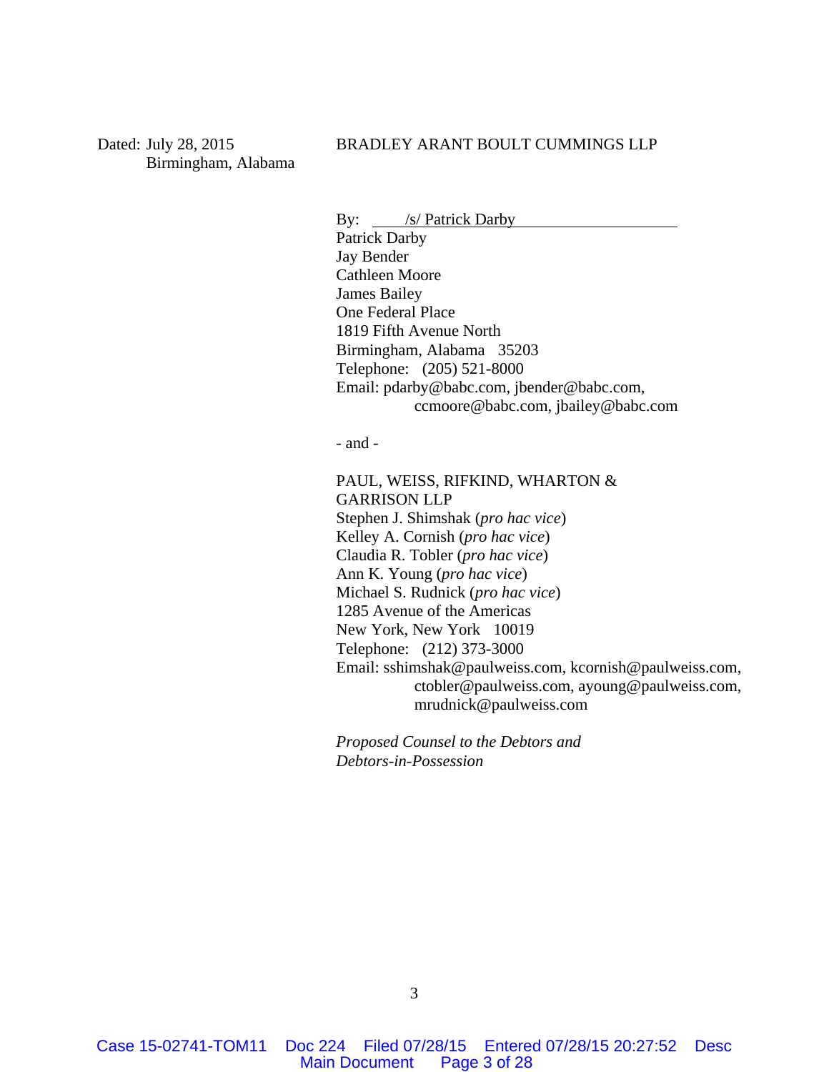Dated: July 28, 2015
Birmingham, Alabama

BRADLEY ARANT BOULT CUMMINGS LLP

By: /s/ Patrick Darby
Patrick Darby
Jay Bender
Cathleen Moore
James Bailey
One Federal Place
1819 Fifth Avenue North
Birmingham, Alabama 35203
Telephone: (205) 521-8000
Email: pdarby@babc.com, jbender@babc.com,
ccmoore@babc.com, jbailey@babc.com

- and -

PAUL, WEISS, RIFKIND, WHARTON &
GARRISON LLP
Stephen J. Shimshak (*pro hac vice*)
Kelley A. Cornish (*pro hac vice*)
Claudia R. Tobler (*pro hac vice*)
Ann K. Young (*pro hac vice*)
Michael S. Rudnick (*pro hac vice*)
1285 Avenue of the Americas
New York, New York 10019
Telephone: (212) 373-3000
Email: sshimshak@paulweiss.com, kcornish@paulweiss.com,
ctobler@paulweiss.com, ayoung@paulweiss.com,
mrudnick@paulweiss.com

*Proposed Counsel to the Debtors and Debtors-in-Possession*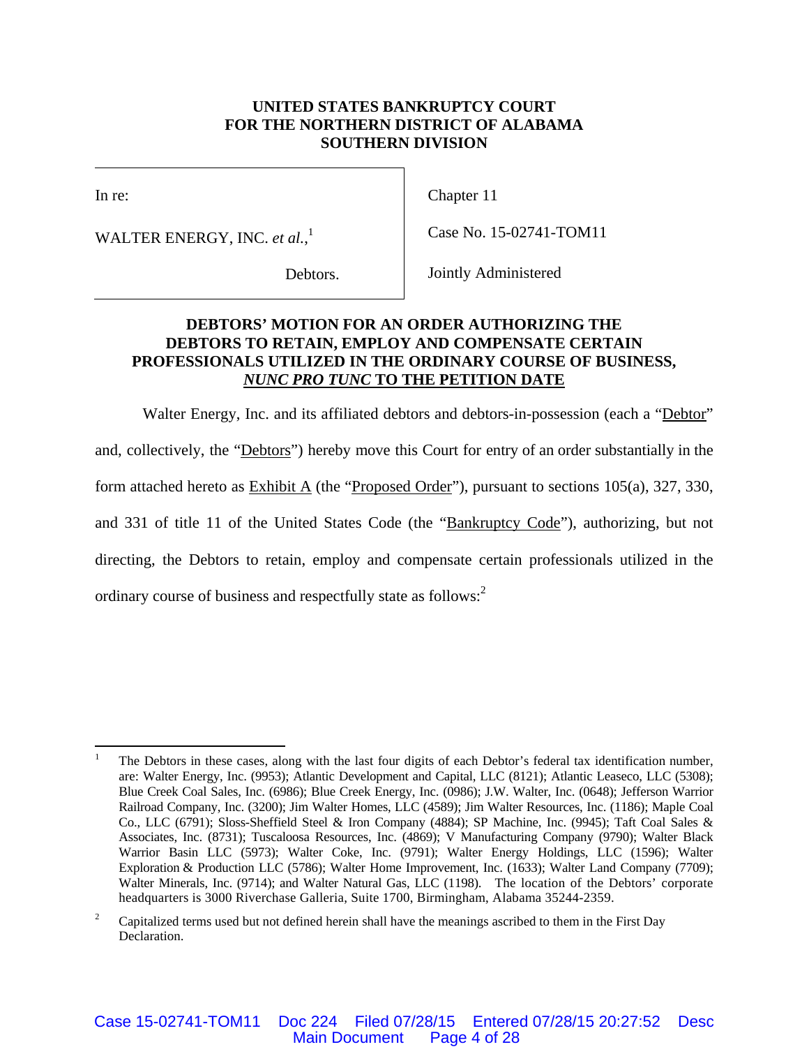**UNITED STATES BANKRUPTCY COURT**
**FOR THE NORTHERN DISTRICT OF ALABAMA**
**SOUTHERN DIVISION**

| In re: | Chapter 11 |
|---|---|
| WALTER ENERGY, INC. *et al.*,[1] | Case No. 15-02741-TOM11 |
| Debtors. | Jointly Administered |

**DEBTORS' MOTION FOR AN ORDER AUTHORIZING THE DEBTORS TO RETAIN, EMPLOY AND COMPENSATE CERTAIN PROFESSIONALS UTILIZED IN THE ORDINARY COURSE OF BUSINESS, *NUNC PRO TUNC* TO THE PETITION DATE**

Walter Energy, Inc. and its affiliated debtors and debtors-in-possession (each a "Debtor" and, collectively, the "Debtors") hereby move this Court for entry of an order substantially in the form attached hereto as Exhibit A (the "Proposed Order"), pursuant to sections 105(a), 327, 330, and 331 of title 11 of the United States Code (the "Bankruptcy Code"), authorizing, but not directing, the Debtors to retain, employ and compensate certain professionals utilized in the ordinary course of business and respectfully state as follows:[2]

---

[1] The Debtors in these cases, along with the last four digits of each Debtor's federal tax identification number, are: Walter Energy, Inc. (9953); Atlantic Development and Capital, LLC (8121); Atlantic Leaseco, LLC (5308); Blue Creek Coal Sales, Inc. (6986); Blue Creek Energy, Inc. (0986); J.W. Walter, Inc. (0648); Jefferson Warrior Railroad Company, Inc. (3200); Jim Walter Homes, LLC (4589); Jim Walter Resources, Inc. (1186); Maple Coal Co., LLC (6791); Sloss-Sheffield Steel & Iron Company (4884); SP Machine, Inc. (9945); Taft Coal Sales & Associates, Inc. (8731); Tuscaloosa Resources, Inc. (4869); V Manufacturing Company (9790); Walter Black Warrior Basin LLC (5973); Walter Coke, Inc. (9791); Walter Energy Holdings, LLC (1596); Walter Exploration & Production LLC (5786); Walter Home Improvement, Inc. (1633); Walter Land Company (7709); Walter Minerals, Inc. (9714); and Walter Natural Gas, LLC (1198). The location of the Debtors' corporate headquarters is 3000 Riverchase Galleria, Suite 1700, Birmingham, Alabama 35244-2359.

[2] Capitalized terms used but not defined herein shall have the meanings ascribed to them in the First Day Declaration.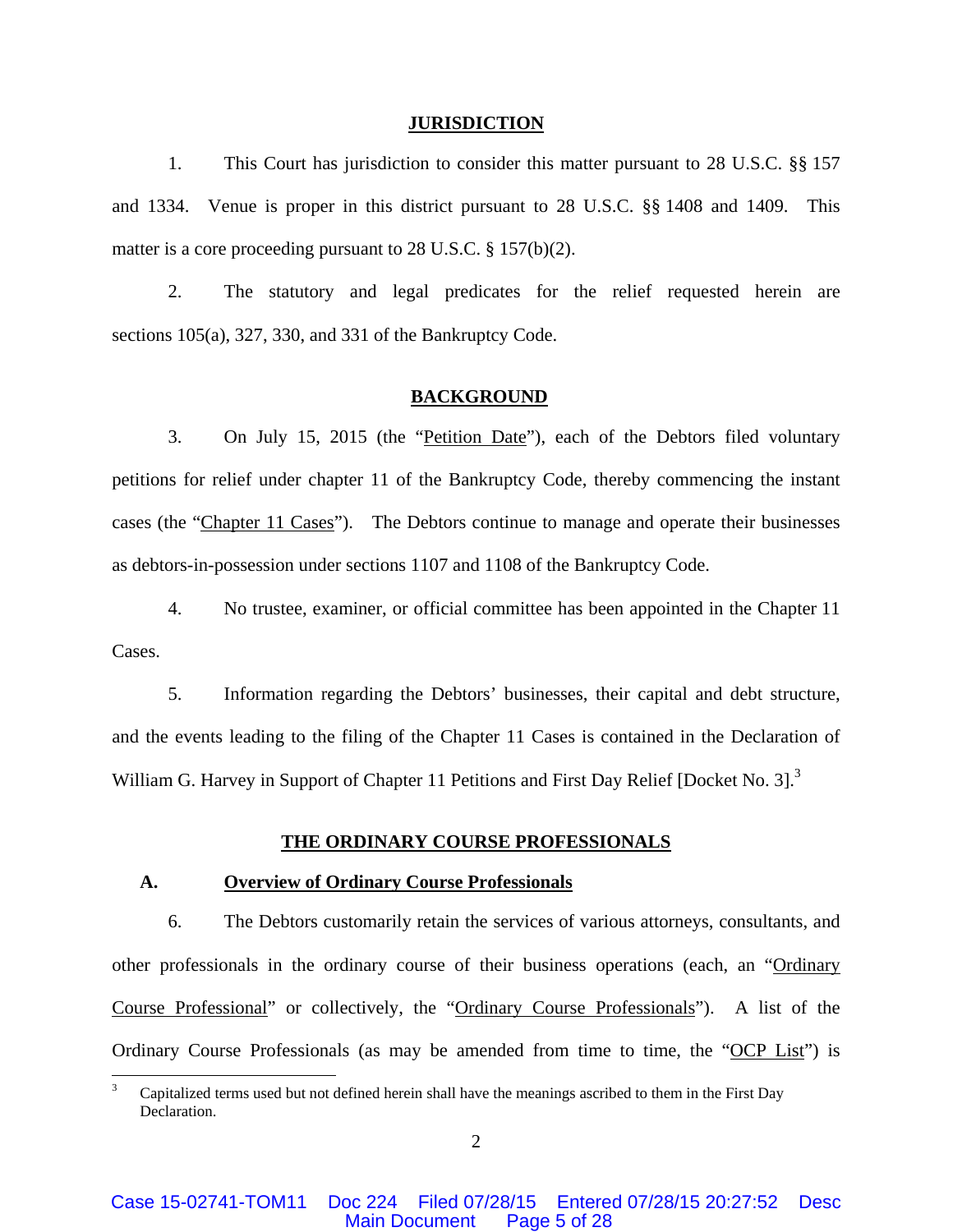## JURISDICTION

1. This Court has jurisdiction to consider this matter pursuant to 28 U.S.C. §§ 157 and 1334. Venue is proper in this district pursuant to 28 U.S.C. §§ 1408 and 1409. This matter is a core proceeding pursuant to 28 U.S.C. § 157(b)(2).

2. The statutory and legal predicates for the relief requested herein are sections 105(a), 327, 330, and 331 of the Bankruptcy Code.

## BACKGROUND

3. On July 15, 2015 (the "Petition Date"), each of the Debtors filed voluntary petitions for relief under chapter 11 of the Bankruptcy Code, thereby commencing the instant cases (the "Chapter 11 Cases"). The Debtors continue to manage and operate their businesses as debtors-in-possession under sections 1107 and 1108 of the Bankruptcy Code.

4. No trustee, examiner, or official committee has been appointed in the Chapter 11 Cases.

5. Information regarding the Debtors' businesses, their capital and debt structure, and the events leading to the filing of the Chapter 11 Cases is contained in the Declaration of William G. Harvey in Support of Chapter 11 Petitions and First Day Relief [Docket No. 3].[3]

## THE ORDINARY COURSE PROFESSIONALS

### A. Overview of Ordinary Course Professionals

6. The Debtors customarily retain the services of various attorneys, consultants, and other professionals in the ordinary course of their business operations (each, an "Ordinary Course Professional" or collectively, the "Ordinary Course Professionals"). A list of the Ordinary Course Professionals (as may be amended from time to time, the "OCP List") is

[3] Capitalized terms used but not defined herein shall have the meanings ascribed to them in the First Day Declaration.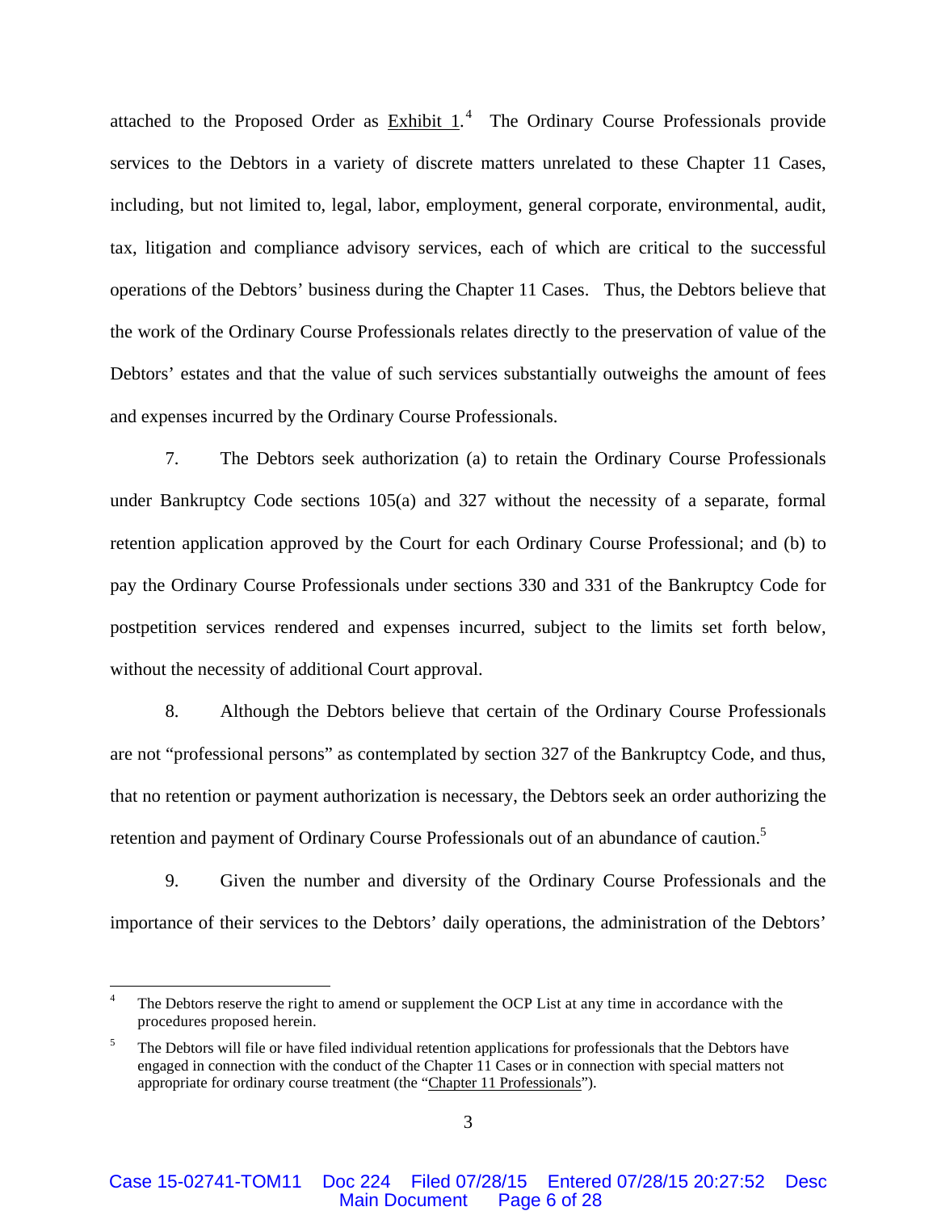attached to the Proposed Order as Exhibit 1.[4] The Ordinary Course Professionals provide services to the Debtors in a variety of discrete matters unrelated to these Chapter 11 Cases, including, but not limited to, legal, labor, employment, general corporate, environmental, audit, tax, litigation and compliance advisory services, each of which are critical to the successful operations of the Debtors' business during the Chapter 11 Cases. Thus, the Debtors believe that the work of the Ordinary Course Professionals relates directly to the preservation of value of the Debtors' estates and that the value of such services substantially outweighs the amount of fees and expenses incurred by the Ordinary Course Professionals.

7. The Debtors seek authorization (a) to retain the Ordinary Course Professionals under Bankruptcy Code sections 105(a) and 327 without the necessity of a separate, formal retention application approved by the Court for each Ordinary Course Professional; and (b) to pay the Ordinary Course Professionals under sections 330 and 331 of the Bankruptcy Code for postpetition services rendered and expenses incurred, subject to the limits set forth below, without the necessity of additional Court approval.

8. Although the Debtors believe that certain of the Ordinary Course Professionals are not "professional persons" as contemplated by section 327 of the Bankruptcy Code, and thus, that no retention or payment authorization is necessary, the Debtors seek an order authorizing the retention and payment of Ordinary Course Professionals out of an abundance of caution.[5]

9. Given the number and diversity of the Ordinary Course Professionals and the importance of their services to the Debtors' daily operations, the administration of the Debtors'

---

[4] The Debtors reserve the right to amend or supplement the OCP List at any time in accordance with the procedures proposed herein.

[5] The Debtors will file or have filed individual retention applications for professionals that the Debtors have engaged in connection with the conduct of the Chapter 11 Cases or in connection with special matters not appropriate for ordinary course treatment (the "Chapter 11 Professionals").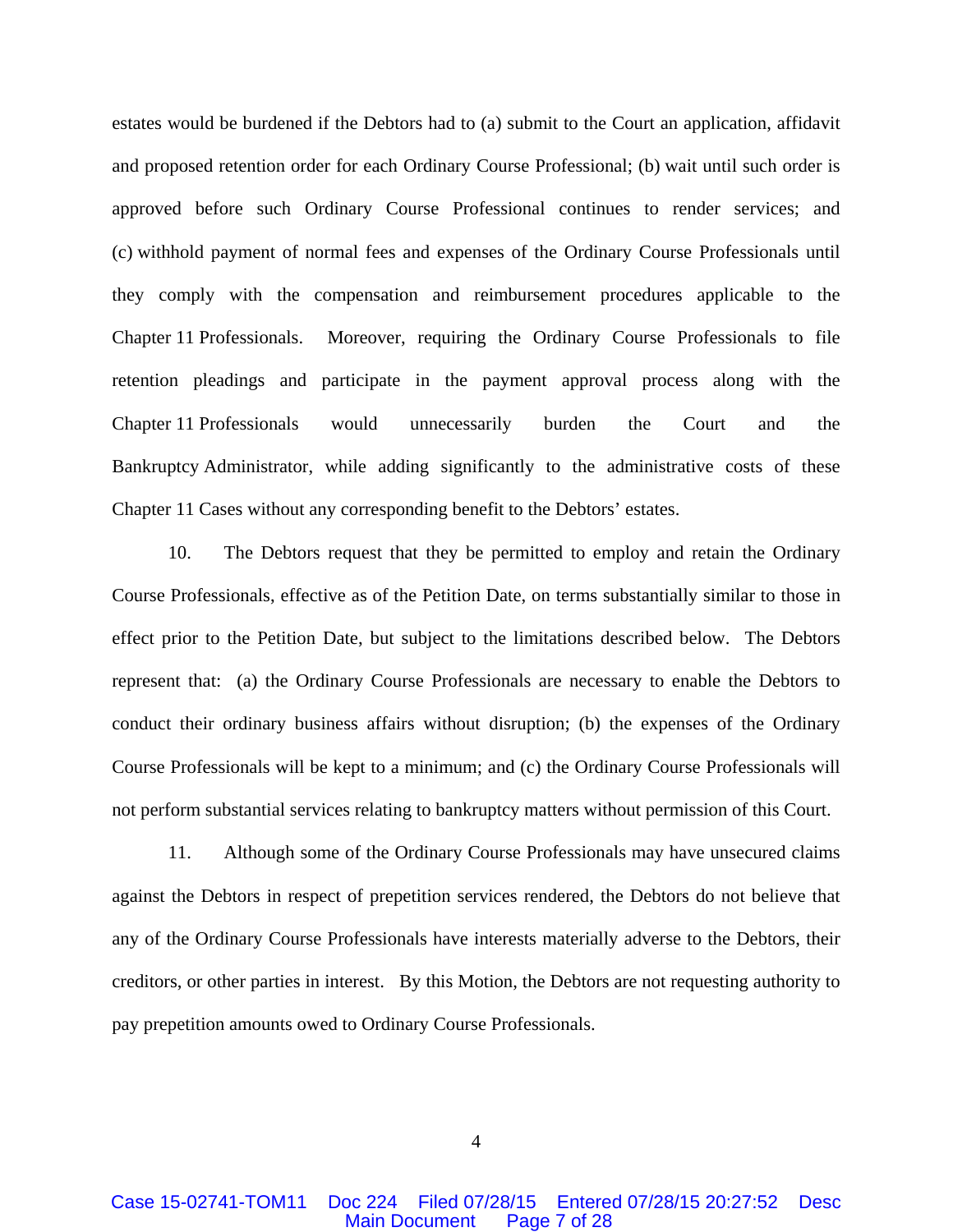estates would be burdened if the Debtors had to (a) submit to the Court an application, affidavit and proposed retention order for each Ordinary Course Professional; (b) wait until such order is approved before such Ordinary Course Professional continues to render services; and (c) withhold payment of normal fees and expenses of the Ordinary Course Professionals until they comply with the compensation and reimbursement procedures applicable to the Chapter 11 Professionals. Moreover, requiring the Ordinary Course Professionals to file retention pleadings and participate in the payment approval process along with the Chapter 11 Professionals would unnecessarily burden the Court and the Bankruptcy Administrator, while adding significantly to the administrative costs of these Chapter 11 Cases without any corresponding benefit to the Debtors' estates.

10. The Debtors request that they be permitted to employ and retain the Ordinary Course Professionals, effective as of the Petition Date, on terms substantially similar to those in effect prior to the Petition Date, but subject to the limitations described below. The Debtors represent that: (a) the Ordinary Course Professionals are necessary to enable the Debtors to conduct their ordinary business affairs without disruption; (b) the expenses of the Ordinary Course Professionals will be kept to a minimum; and (c) the Ordinary Course Professionals will not perform substantial services relating to bankruptcy matters without permission of this Court.

11. Although some of the Ordinary Course Professionals may have unsecured claims against the Debtors in respect of prepetition services rendered, the Debtors do not believe that any of the Ordinary Course Professionals have interests materially adverse to the Debtors, their creditors, or other parties in interest. By this Motion, the Debtors are not requesting authority to pay prepetition amounts owed to Ordinary Course Professionals.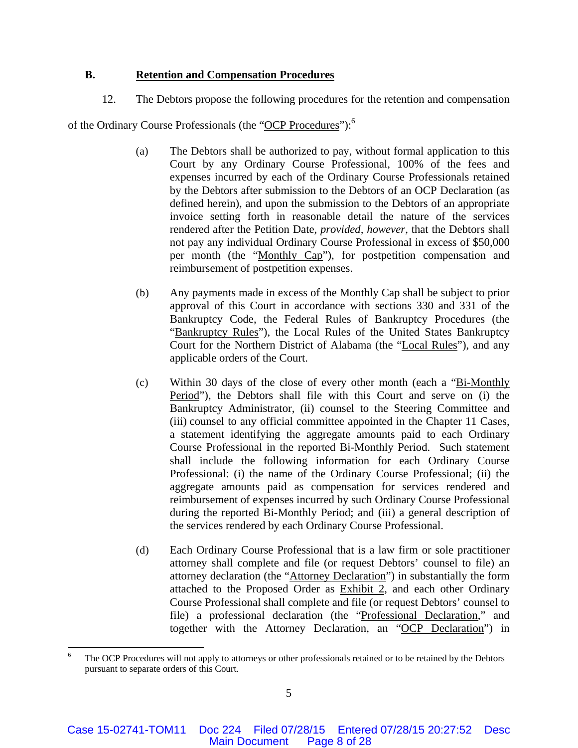### B. **Retention and Compensation Procedures**

12. The Debtors propose the following procedures for the retention and compensation of the Ordinary Course Professionals (the "OCP Procedures"):[6]

(a) The Debtors shall be authorized to pay, without formal application to this Court by any Ordinary Course Professional, 100% of the fees and expenses incurred by each of the Ordinary Course Professionals retained by the Debtors after submission to the Debtors of an OCP Declaration (as defined herein), and upon the submission to the Debtors of an appropriate invoice setting forth in reasonable detail the nature of the services rendered after the Petition Date, *provided, however*, that the Debtors shall not pay any individual Ordinary Course Professional in excess of $50,000 per month (the "Monthly Cap"), for postpetition compensation and reimbursement of postpetition expenses.

(b) Any payments made in excess of the Monthly Cap shall be subject to prior approval of this Court in accordance with sections 330 and 331 of the Bankruptcy Code, the Federal Rules of Bankruptcy Procedures (the "Bankruptcy Rules"), the Local Rules of the United States Bankruptcy Court for the Northern District of Alabama (the "Local Rules"), and any applicable orders of the Court.

(c) Within 30 days of the close of every other month (each a "Bi-Monthly Period"), the Debtors shall file with this Court and serve on (i) the Bankruptcy Administrator, (ii) counsel to the Steering Committee and (iii) counsel to any official committee appointed in the Chapter 11 Cases, a statement identifying the aggregate amounts paid to each Ordinary Course Professional in the reported Bi-Monthly Period. Such statement shall include the following information for each Ordinary Course Professional: (i) the name of the Ordinary Course Professional; (ii) the aggregate amounts paid as compensation for services rendered and reimbursement of expenses incurred by such Ordinary Course Professional during the reported Bi-Monthly Period; and (iii) a general description of the services rendered by each Ordinary Course Professional.

(d) Each Ordinary Course Professional that is a law firm or sole practitioner attorney shall complete and file (or request Debtors' counsel to file) an attorney declaration (the "Attorney Declaration") in substantially the form attached to the Proposed Order as Exhibit 2, and each other Ordinary Course Professional shall complete and file (or request Debtors' counsel to file) a professional declaration (the "Professional Declaration," and together with the Attorney Declaration, an "OCP Declaration") in

[6] The OCP Procedures will not apply to attorneys or other professionals retained or to be retained by the Debtors pursuant to separate orders of this Court.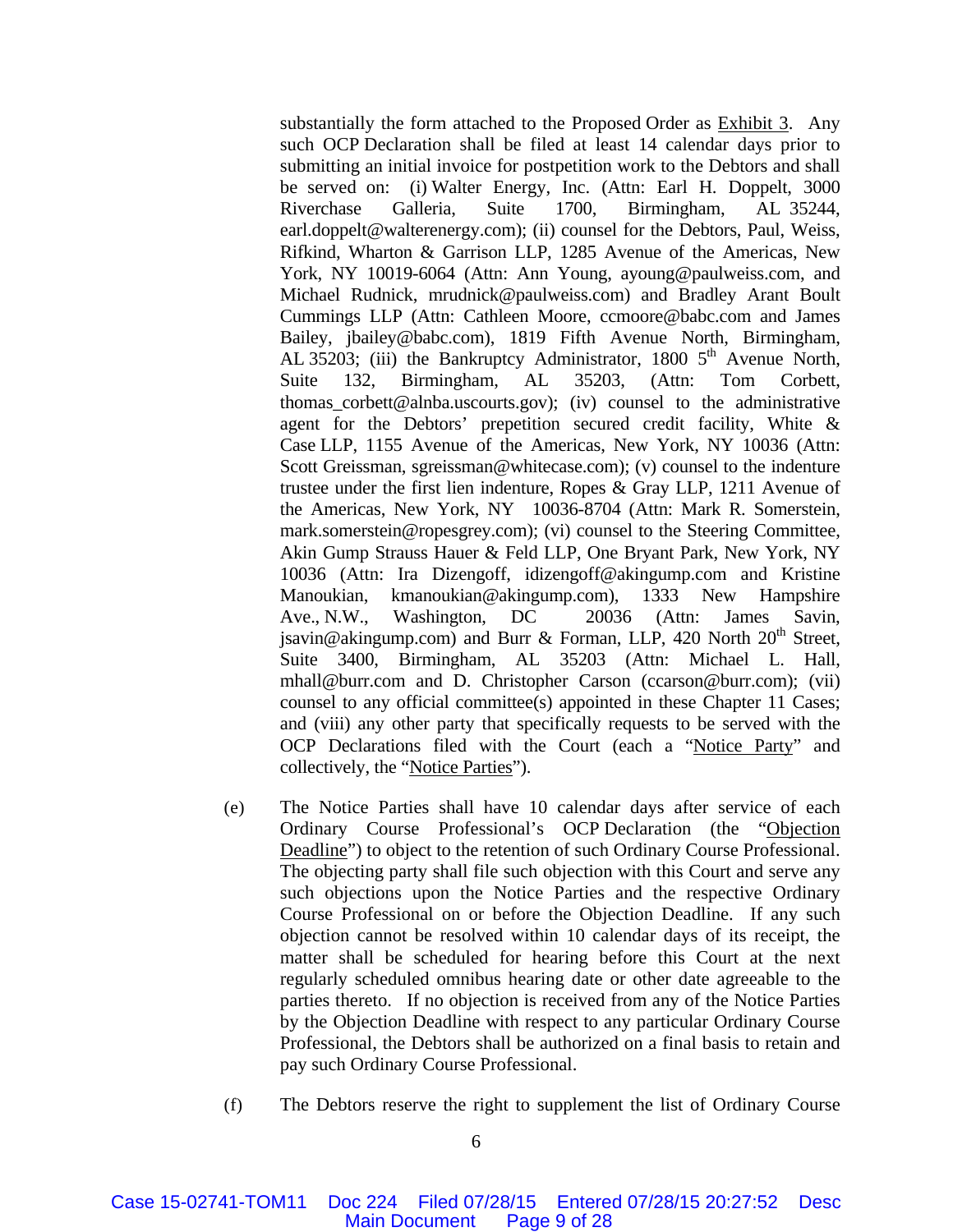substantially the form attached to the Proposed Order as Exhibit 3. Any such OCP Declaration shall be filed at least 14 calendar days prior to submitting an initial invoice for postpetition work to the Debtors and shall be served on: (i) Walter Energy, Inc. (Attn: Earl H. Doppelt, 3000 Riverchase Galleria, Suite 1700, Birmingham, AL 35244, earl.doppelt@walterenergy.com); (ii) counsel for the Debtors, Paul, Weiss, Rifkind, Wharton & Garrison LLP, 1285 Avenue of the Americas, New York, NY 10019-6064 (Attn: Ann Young, ayoung@paulweiss.com, and Michael Rudnick, mrudnick@paulweiss.com) and Bradley Arant Boult Cummings LLP (Attn: Cathleen Moore, ccmoore@babc.com and James Bailey, jbailey@babc.com), 1819 Fifth Avenue North, Birmingham, AL 35203; (iii) the Bankruptcy Administrator, 1800 5th Avenue North, Suite 132, Birmingham, AL 35203, (Attn: Tom Corbett, thomas_corbett@alnba.uscourts.gov); (iv) counsel to the administrative agent for the Debtors' prepetition secured credit facility, White & Case LLP, 1155 Avenue of the Americas, New York, NY 10036 (Attn: Scott Greissman, sgreissman@whitecase.com); (v) counsel to the indenture trustee under the first lien indenture, Ropes & Gray LLP, 1211 Avenue of the Americas, New York, NY 10036-8704 (Attn: Mark R. Somerstein, mark.somerstein@ropesgrey.com); (vi) counsel to the Steering Committee, Akin Gump Strauss Hauer & Feld LLP, One Bryant Park, New York, NY 10036 (Attn: Ira Dizengoff, idizengoff@akingump.com and Kristine Manoukian, kmanoukian@akingump.com), 1333 New Hampshire Ave., N.W., Washington, DC 20036 (Attn: James Savin, jsavin@akingump.com) and Burr & Forman, LLP, 420 North 20th Street, Suite 3400, Birmingham, AL 35203 (Attn: Michael L. Hall, mhall@burr.com and D. Christopher Carson (ccarson@burr.com); (vii) counsel to any official committee(s) appointed in these Chapter 11 Cases; and (viii) any other party that specifically requests to be served with the OCP Declarations filed with the Court (each a "Notice Party" and collectively, the "Notice Parties").

(e) The Notice Parties shall have 10 calendar days after service of each Ordinary Course Professional's OCP Declaration (the "Objection Deadline") to object to the retention of such Ordinary Course Professional. The objecting party shall file such objection with this Court and serve any such objections upon the Notice Parties and the respective Ordinary Course Professional on or before the Objection Deadline. If any such objection cannot be resolved within 10 calendar days of its receipt, the matter shall be scheduled for hearing before this Court at the next regularly scheduled omnibus hearing date or other date agreeable to the parties thereto. If no objection is received from any of the Notice Parties by the Objection Deadline with respect to any particular Ordinary Course Professional, the Debtors shall be authorized on a final basis to retain and pay such Ordinary Course Professional.

(f) The Debtors reserve the right to supplement the list of Ordinary Course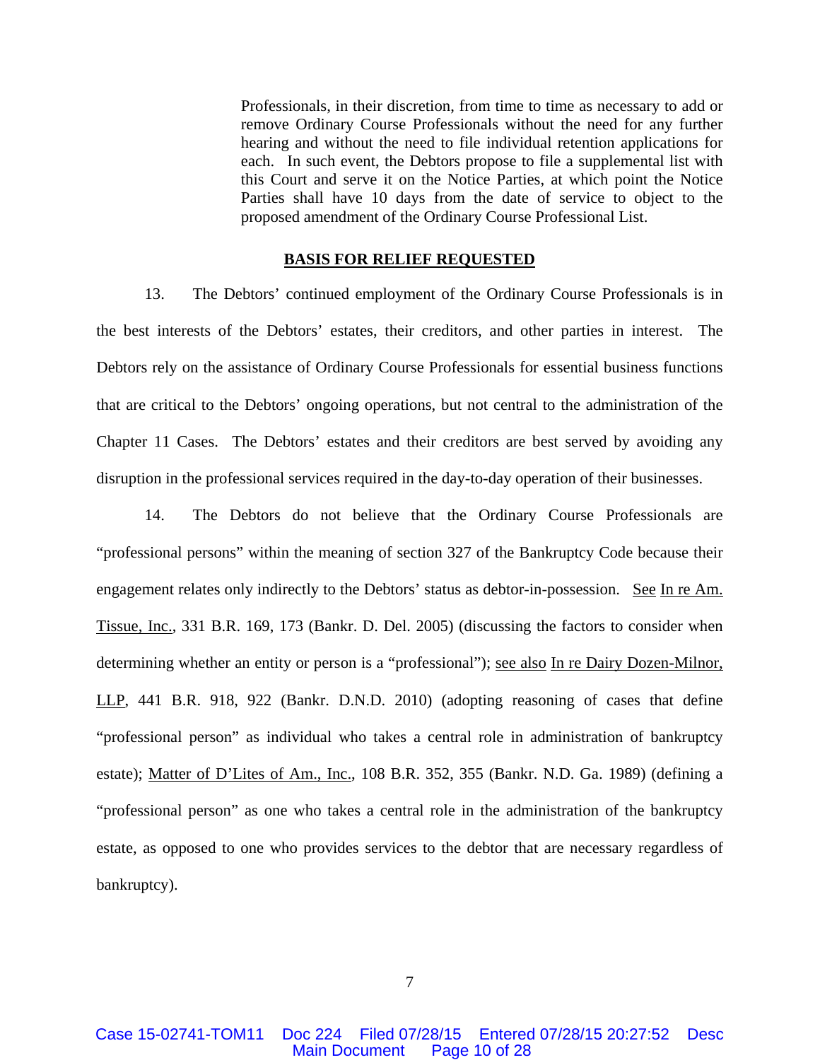> Professionals, in their discretion, from time to time as necessary to add or remove Ordinary Course Professionals without the need for any further hearing and without the need to file individual retention applications for each. In such event, the Debtors propose to file a supplemental list with this Court and serve it on the Notice Parties, at which point the Notice Parties shall have 10 days from the date of service to object to the proposed amendment of the Ordinary Course Professional List.

## BASIS FOR RELIEF REQUESTED

13. The Debtors' continued employment of the Ordinary Course Professionals is in the best interests of the Debtors' estates, their creditors, and other parties in interest. The Debtors rely on the assistance of Ordinary Course Professionals for essential business functions that are critical to the Debtors' ongoing operations, but not central to the administration of the Chapter 11 Cases. The Debtors' estates and their creditors are best served by avoiding any disruption in the professional services required in the day-to-day operation of their businesses.

14. The Debtors do not believe that the Ordinary Course Professionals are "professional persons" within the meaning of section 327 of the Bankruptcy Code because their engagement relates only indirectly to the Debtors' status as debtor-in-possession. See In re Am. Tissue, Inc., 331 B.R. 169, 173 (Bankr. D. Del. 2005) (discussing the factors to consider when determining whether an entity or person is a "professional"); see also In re Dairy Dozen-Milnor, LLP, 441 B.R. 918, 922 (Bankr. D.N.D. 2010) (adopting reasoning of cases that define "professional person" as individual who takes a central role in administration of bankruptcy estate); Matter of D'Lites of Am., Inc., 108 B.R. 352, 355 (Bankr. N.D. Ga. 1989) (defining a "professional person" as one who takes a central role in the administration of the bankruptcy estate, as opposed to one who provides services to the debtor that are necessary regardless of bankruptcy).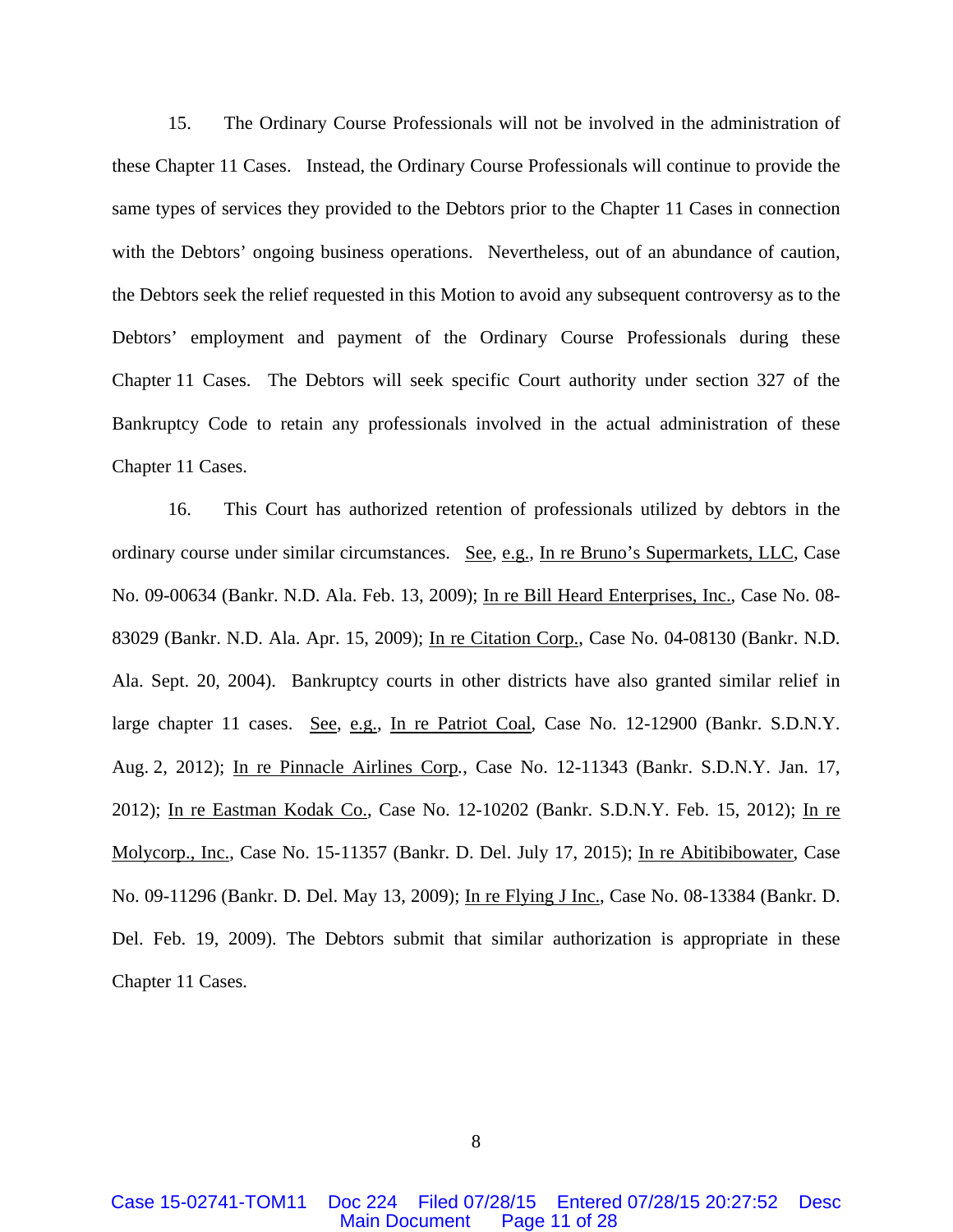15. The Ordinary Course Professionals will not be involved in the administration of these Chapter 11 Cases. Instead, the Ordinary Course Professionals will continue to provide the same types of services they provided to the Debtors prior to the Chapter 11 Cases in connection with the Debtors' ongoing business operations. Nevertheless, out of an abundance of caution, the Debtors seek the relief requested in this Motion to avoid any subsequent controversy as to the Debtors' employment and payment of the Ordinary Course Professionals during these Chapter 11 Cases. The Debtors will seek specific Court authority under section 327 of the Bankruptcy Code to retain any professionals involved in the actual administration of these Chapter 11 Cases.

16. This Court has authorized retention of professionals utilized by debtors in the ordinary course under similar circumstances. See, e.g., In re Bruno's Supermarkets, LLC, Case No. 09-00634 (Bankr. N.D. Ala. Feb. 13, 2009); In re Bill Heard Enterprises, Inc., Case No. 08-83029 (Bankr. N.D. Ala. Apr. 15, 2009); In re Citation Corp., Case No. 04-08130 (Bankr. N.D. Ala. Sept. 20, 2004). Bankruptcy courts in other districts have also granted similar relief in large chapter 11 cases. See, e.g., In re Patriot Coal, Case No. 12-12900 (Bankr. S.D.N.Y. Aug. 2, 2012); In re Pinnacle Airlines Corp., Case No. 12-11343 (Bankr. S.D.N.Y. Jan. 17, 2012); In re Eastman Kodak Co., Case No. 12-10202 (Bankr. S.D.N.Y. Feb. 15, 2012); In re Molycorp., Inc., Case No. 15-11357 (Bankr. D. Del. July 17, 2015); In re Abitibibowater, Case No. 09-11296 (Bankr. D. Del. May 13, 2009); In re Flying J Inc., Case No. 08-13384 (Bankr. D. Del. Feb. 19, 2009). The Debtors submit that similar authorization is appropriate in these Chapter 11 Cases.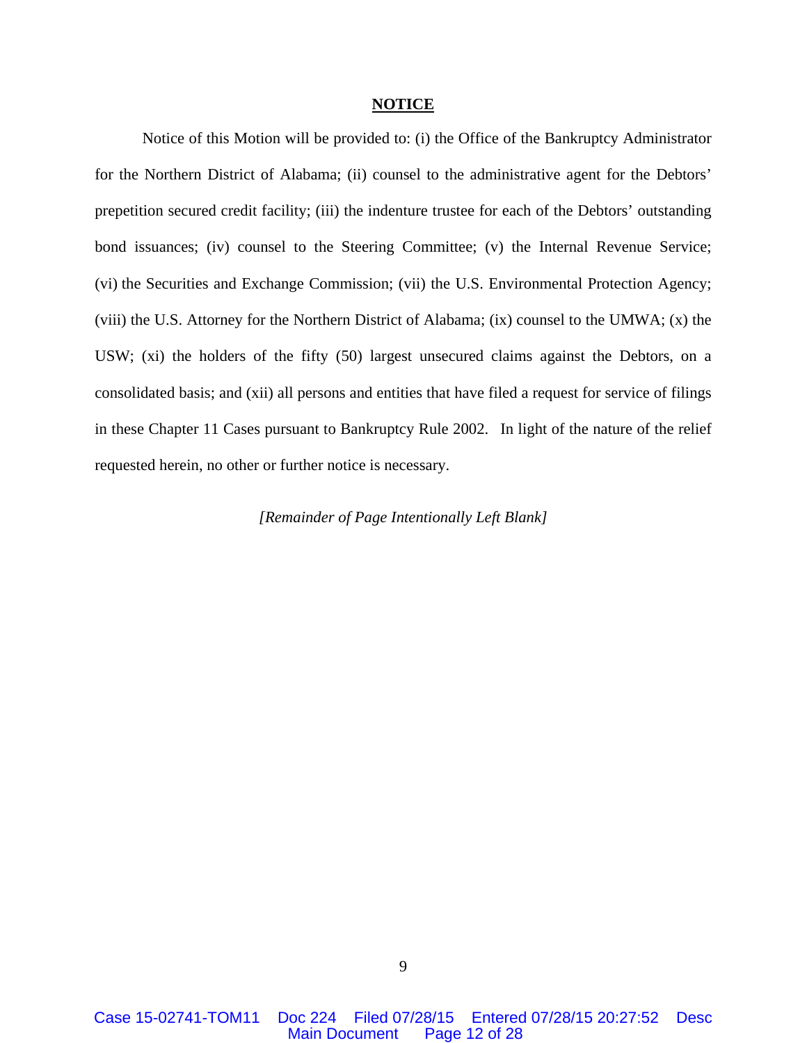## NOTICE

Notice of this Motion will be provided to: (i) the Office of the Bankruptcy Administrator for the Northern District of Alabama; (ii) counsel to the administrative agent for the Debtors' prepetition secured credit facility; (iii) the indenture trustee for each of the Debtors' outstanding bond issuances; (iv) counsel to the Steering Committee; (v) the Internal Revenue Service; (vi) the Securities and Exchange Commission; (vii) the U.S. Environmental Protection Agency; (viii) the U.S. Attorney for the Northern District of Alabama; (ix) counsel to the UMWA; (x) the USW; (xi) the holders of the fifty (50) largest unsecured claims against the Debtors, on a consolidated basis; and (xii) all persons and entities that have filed a request for service of filings in these Chapter 11 Cases pursuant to Bankruptcy Rule 2002. In light of the nature of the relief requested herein, no other or further notice is necessary.

*[Remainder of Page Intentionally Left Blank]*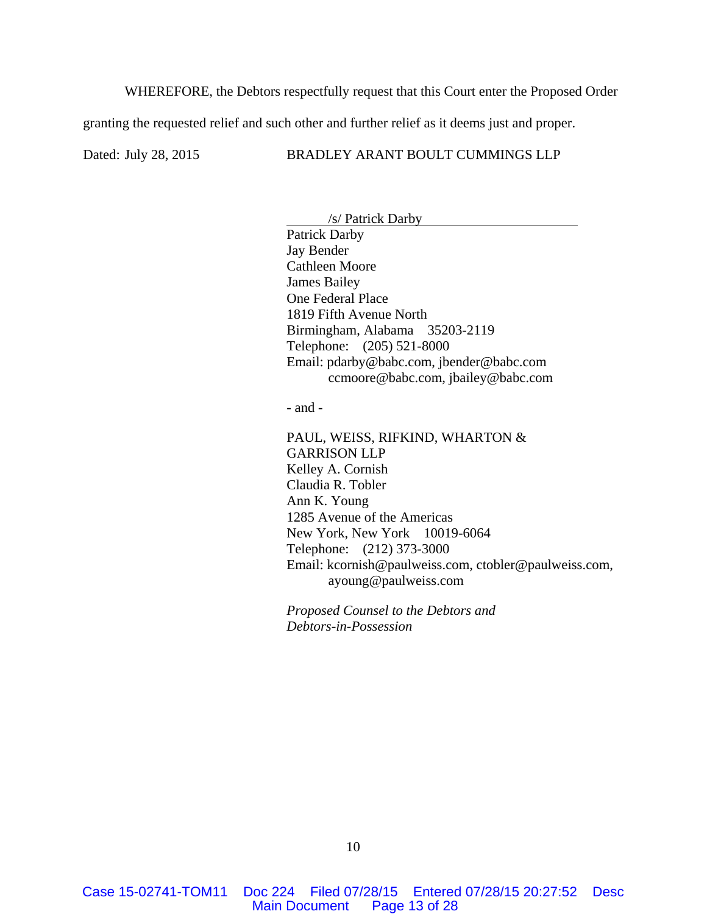WHEREFORE, the Debtors respectfully request that this Court enter the Proposed Order granting the requested relief and such other and further relief as it deems just and proper.

Dated: July 28, 2015

BRADLEY ARANT BOULT CUMMINGS LLP

/s/ Patrick Darby
Patrick Darby
Jay Bender
Cathleen Moore
James Bailey
One Federal Place
1819 Fifth Avenue North
Birmingham, Alabama 35203-2119
Telephone: (205) 521-8000
Email: pdarby@babc.com, jbender@babc.com
ccmoore@babc.com, jbailey@babc.com

- and -

PAUL, WEISS, RIFKIND, WHARTON & GARRISON LLP
Kelley A. Cornish
Claudia R. Tobler
Ann K. Young
1285 Avenue of the Americas
New York, New York 10019-6064
Telephone: (212) 373-3000
Email: kcornish@paulweiss.com, ctobler@paulweiss.com,
ayoung@paulweiss.com

*Proposed Counsel to the Debtors and Debtors-in-Possession*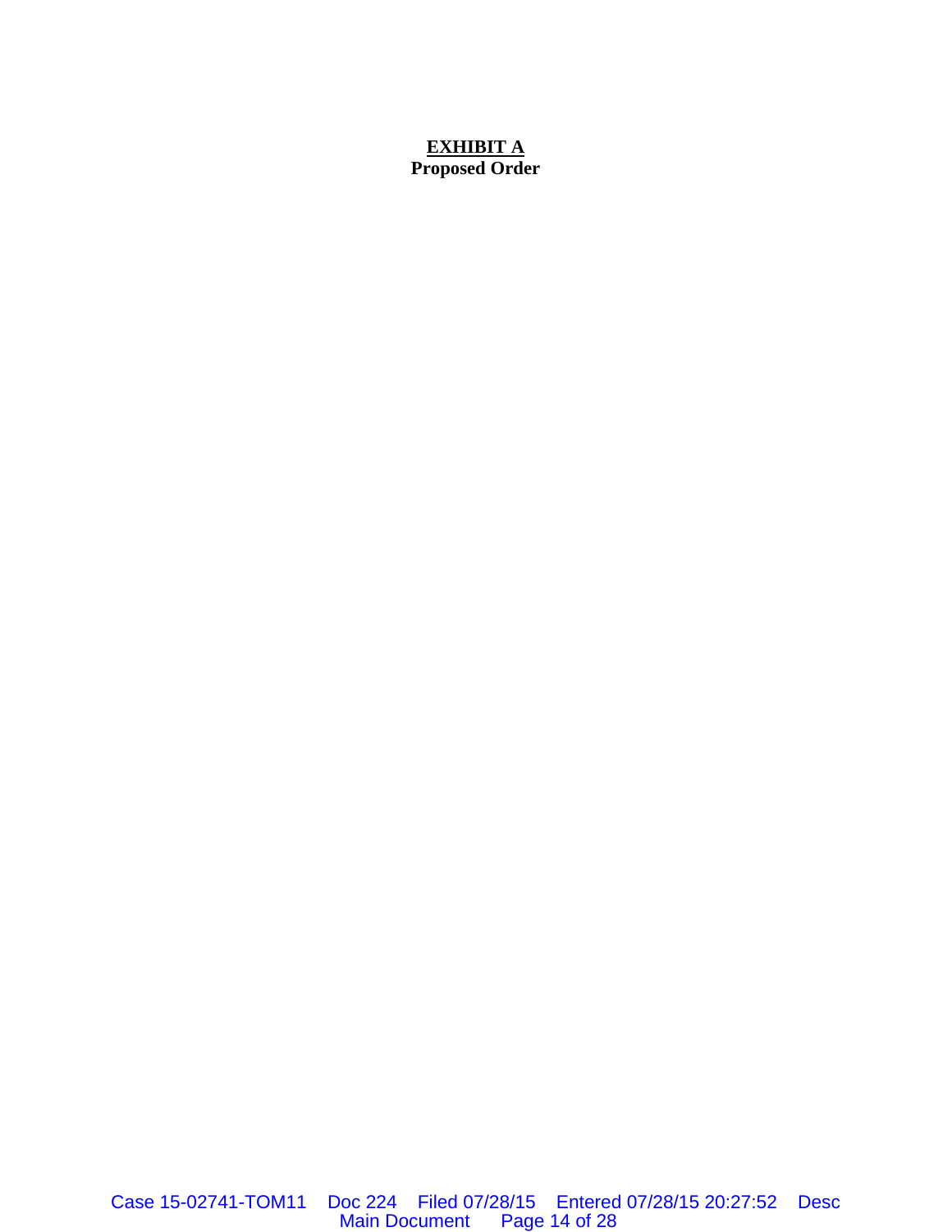**<u>EXHIBIT A</u>**
**Proposed Order**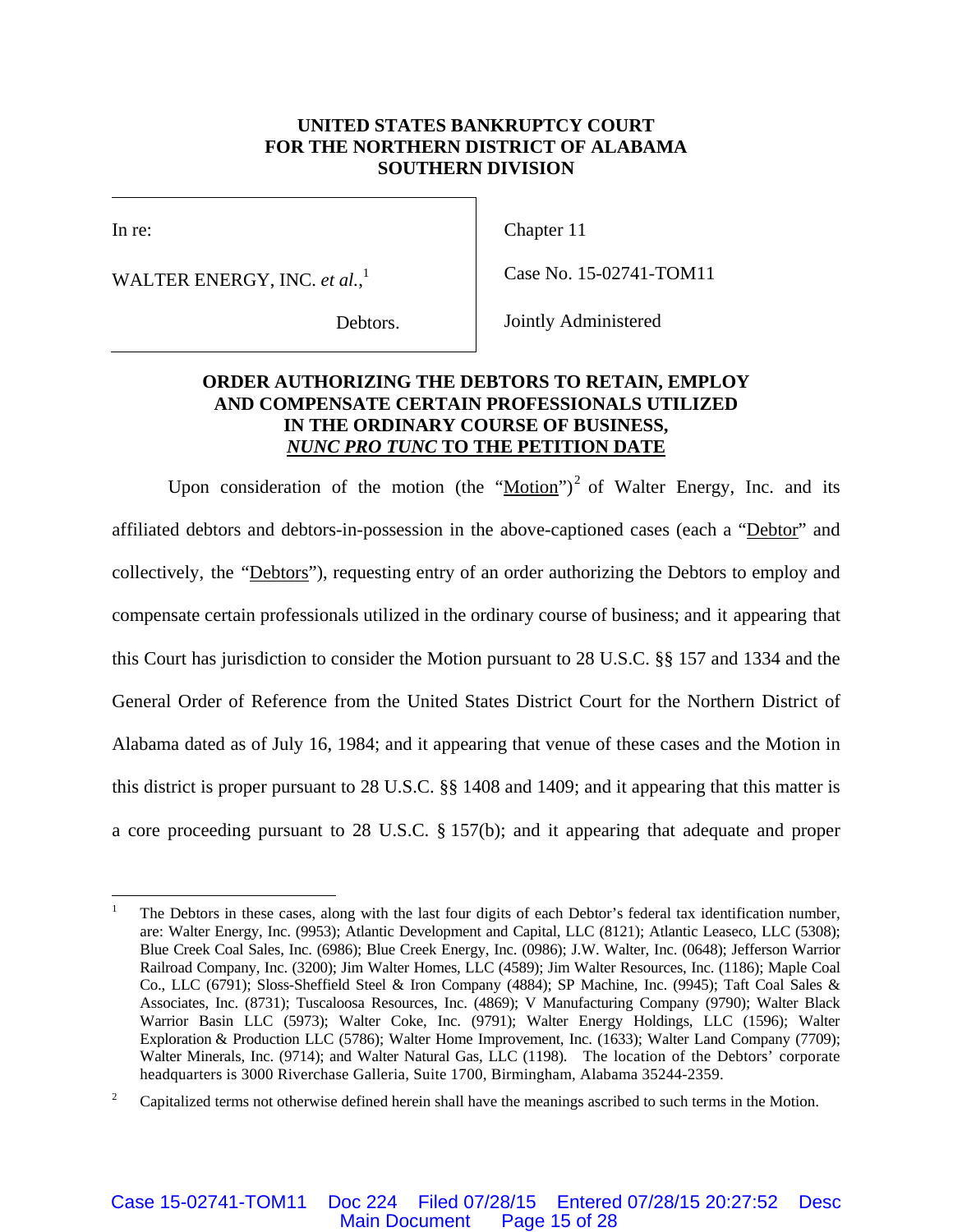**UNITED STATES BANKRUPTCY COURT**
**FOR THE NORTHERN DISTRICT OF ALABAMA**
**SOUTHERN DIVISION**

| | |
|---|---|
| In re: | Chapter 11 |
| WALTER ENERGY, INC. *et al.*,[1] | Case No. 15-02741-TOM11 |
| Debtors. | Jointly Administered |

**ORDER AUTHORIZING THE DEBTORS TO RETAIN, EMPLOY AND COMPENSATE CERTAIN PROFESSIONALS UTILIZED IN THE ORDINARY COURSE OF BUSINESS, *NUNC PRO TUNC* TO THE PETITION DATE**

Upon consideration of the motion (the "Motion")[2] of Walter Energy, Inc. and its affiliated debtors and debtors-in-possession in the above-captioned cases (each a "Debtor" and collectively, the "Debtors"), requesting entry of an order authorizing the Debtors to employ and compensate certain professionals utilized in the ordinary course of business; and it appearing that this Court has jurisdiction to consider the Motion pursuant to 28 U.S.C. §§ 157 and 1334 and the General Order of Reference from the United States District Court for the Northern District of Alabama dated as of July 16, 1984; and it appearing that venue of these cases and the Motion in this district is proper pursuant to 28 U.S.C. §§ 1408 and 1409; and it appearing that this matter is a core proceeding pursuant to 28 U.S.C. § 157(b); and it appearing that adequate and proper

---

[1] The Debtors in these cases, along with the last four digits of each Debtor's federal tax identification number, are: Walter Energy, Inc. (9953); Atlantic Development and Capital, LLC (8121); Atlantic Leaseco, LLC (5308); Blue Creek Coal Sales, Inc. (6986); Blue Creek Energy, Inc. (0986); J.W. Walter, Inc. (0648); Jefferson Warrior Railroad Company, Inc. (3200); Jim Walter Homes, LLC (4589); Jim Walter Resources, Inc. (1186); Maple Coal Co., LLC (6791); Sloss-Sheffield Steel & Iron Company (4884); SP Machine, Inc. (9945); Taft Coal Sales & Associates, Inc. (8731); Tuscaloosa Resources, Inc. (4869); V Manufacturing Company (9790); Walter Black Warrior Basin LLC (5973); Walter Coke, Inc. (9791); Walter Energy Holdings, LLC (1596); Walter Exploration & Production LLC (5786); Walter Home Improvement, Inc. (1633); Walter Land Company (7709); Walter Minerals, Inc. (9714); and Walter Natural Gas, LLC (1198). The location of the Debtors' corporate headquarters is 3000 Riverchase Galleria, Suite 1700, Birmingham, Alabama 35244-2359.

[2] Capitalized terms not otherwise defined herein shall have the meanings ascribed to such terms in the Motion.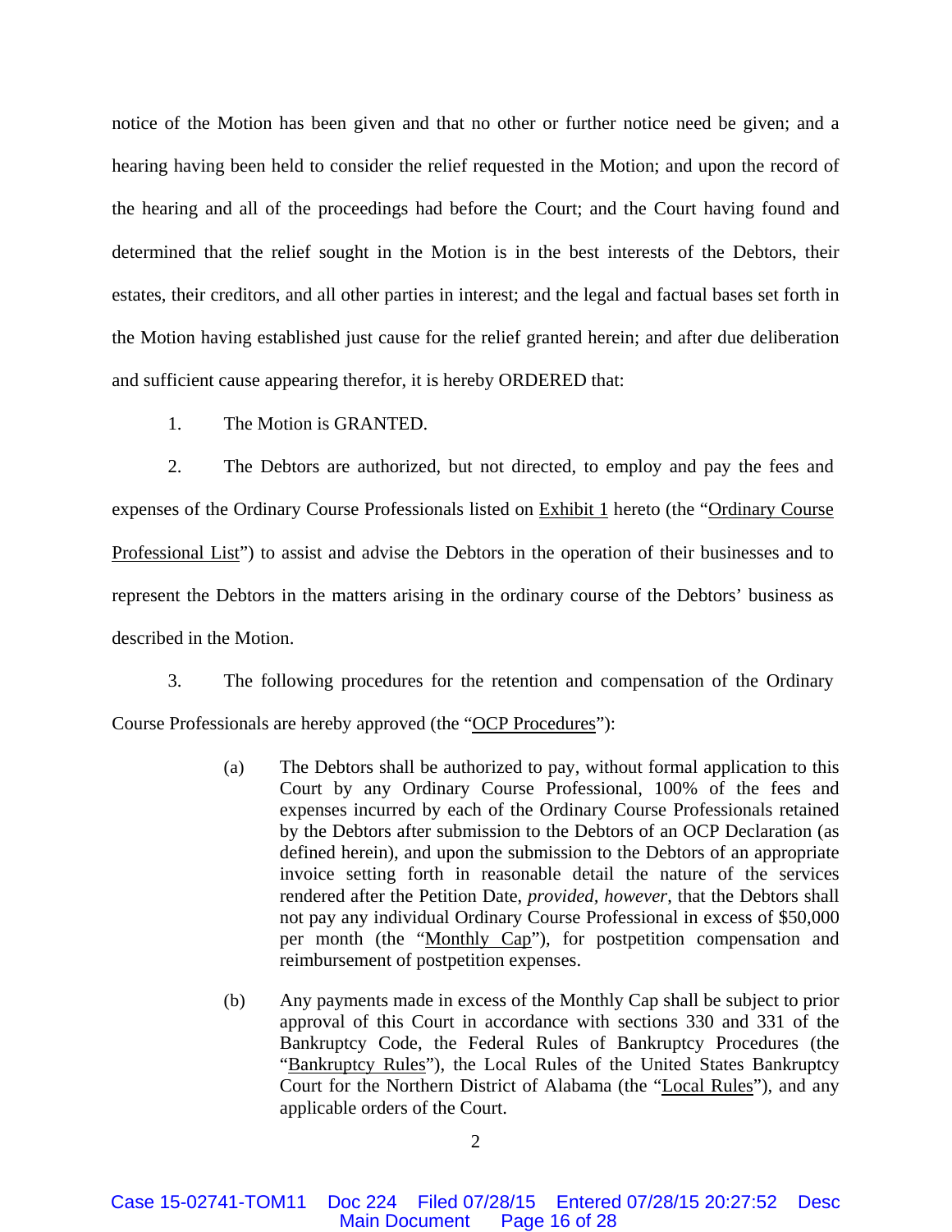notice of the Motion has been given and that no other or further notice need be given; and a hearing having been held to consider the relief requested in the Motion; and upon the record of the hearing and all of the proceedings had before the Court; and the Court having found and determined that the relief sought in the Motion is in the best interests of the Debtors, their estates, their creditors, and all other parties in interest; and the legal and factual bases set forth in the Motion having established just cause for the relief granted herein; and after due deliberation and sufficient cause appearing therefor, it is hereby ORDERED that:

1. The Motion is GRANTED.

2. The Debtors are authorized, but not directed, to employ and pay the fees and expenses of the Ordinary Course Professionals listed on Exhibit 1 hereto (the "Ordinary Course Professional List") to assist and advise the Debtors in the operation of their businesses and to represent the Debtors in the matters arising in the ordinary course of the Debtors' business as described in the Motion.

3. The following procedures for the retention and compensation of the Ordinary Course Professionals are hereby approved (the "OCP Procedures"):

(a) The Debtors shall be authorized to pay, without formal application to this Court by any Ordinary Course Professional, 100% of the fees and expenses incurred by each of the Ordinary Course Professionals retained by the Debtors after submission to the Debtors of an OCP Declaration (as defined herein), and upon the submission to the Debtors of an appropriate invoice setting forth in reasonable detail the nature of the services rendered after the Petition Date, *provided, however*, that the Debtors shall not pay any individual Ordinary Course Professional in excess of $50,000 per month (the "Monthly Cap"), for postpetition compensation and reimbursement of postpetition expenses.

(b) Any payments made in excess of the Monthly Cap shall be subject to prior approval of this Court in accordance with sections 330 and 331 of the Bankruptcy Code, the Federal Rules of Bankruptcy Procedures (the "Bankruptcy Rules"), the Local Rules of the United States Bankruptcy Court for the Northern District of Alabama (the "Local Rules"), and any applicable orders of the Court.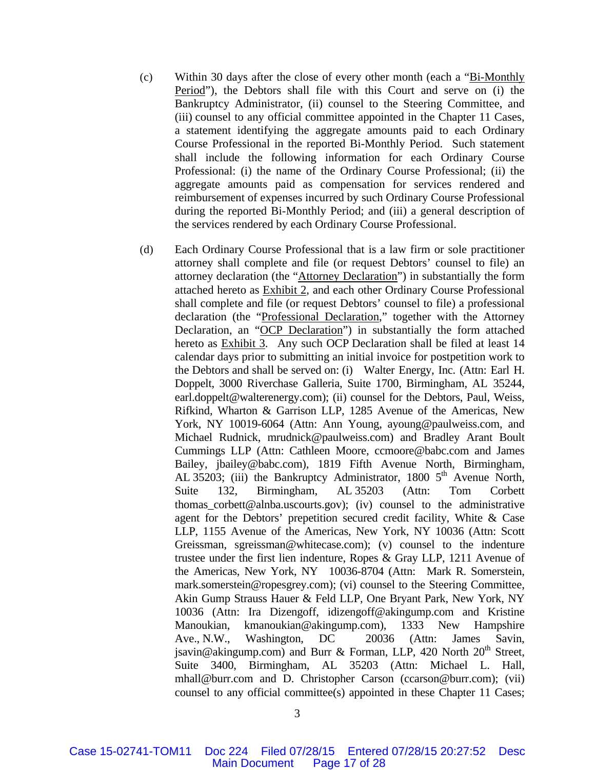(c) Within 30 days after the close of every other month (each a "Bi-Monthly Period"), the Debtors shall file with this Court and serve on (i) the Bankruptcy Administrator, (ii) counsel to the Steering Committee, and (iii) counsel to any official committee appointed in the Chapter 11 Cases, a statement identifying the aggregate amounts paid to each Ordinary Course Professional in the reported Bi-Monthly Period. Such statement shall include the following information for each Ordinary Course Professional: (i) the name of the Ordinary Course Professional; (ii) the aggregate amounts paid as compensation for services rendered and reimbursement of expenses incurred by such Ordinary Course Professional during the reported Bi-Monthly Period; and (iii) a general description of the services rendered by each Ordinary Course Professional.

(d) Each Ordinary Course Professional that is a law firm or sole practitioner attorney shall complete and file (or request Debtors' counsel to file) an attorney declaration (the "Attorney Declaration") in substantially the form attached hereto as Exhibit 2, and each other Ordinary Course Professional shall complete and file (or request Debtors' counsel to file) a professional declaration (the "Professional Declaration," together with the Attorney Declaration, an "OCP Declaration") in substantially the form attached hereto as Exhibit 3. Any such OCP Declaration shall be filed at least 14 calendar days prior to submitting an initial invoice for postpetition work to the Debtors and shall be served on: (i) Walter Energy, Inc. (Attn: Earl H. Doppelt, 3000 Riverchase Galleria, Suite 1700, Birmingham, AL 35244, earl.doppelt@walterenergy.com); (ii) counsel for the Debtors, Paul, Weiss, Rifkind, Wharton & Garrison LLP, 1285 Avenue of the Americas, New York, NY 10019-6064 (Attn: Ann Young, ayoung@paulweiss.com, and Michael Rudnick, mrudnick@paulweiss.com) and Bradley Arant Boult Cummings LLP (Attn: Cathleen Moore, ccmoore@babc.com and James Bailey, jbailey@babc.com), 1819 Fifth Avenue North, Birmingham, AL 35203; (iii) the Bankruptcy Administrator, 1800 5th Avenue North, Suite 132, Birmingham, AL 35203 (Attn: Tom Corbett thomas_corbett@alnba.uscourts.gov); (iv) counsel to the administrative agent for the Debtors' prepetition secured credit facility, White & Case LLP, 1155 Avenue of the Americas, New York, NY 10036 (Attn: Scott Greissman, sgreissman@whitecase.com); (v) counsel to the indenture trustee under the first lien indenture, Ropes & Gray LLP, 1211 Avenue of the Americas, New York, NY 10036-8704 (Attn: Mark R. Somerstein, mark.somerstein@ropesgrey.com); (vi) counsel to the Steering Committee, Akin Gump Strauss Hauer & Feld LLP, One Bryant Park, New York, NY 10036 (Attn: Ira Dizengoff, idizengoff@akingump.com and Kristine Manoukian, kmanoukian@akingump.com), 1333 New Hampshire Ave., N.W., Washington, DC 20036 (Attn: James Savin, jsavin@akingump.com) and Burr & Forman, LLP, 420 North 20th Street, Suite 3400, Birmingham, AL 35203 (Attn: Michael L. Hall, mhall@burr.com and D. Christopher Carson (ccarson@burr.com); (vii) counsel to any official committee(s) appointed in these Chapter 11 Cases;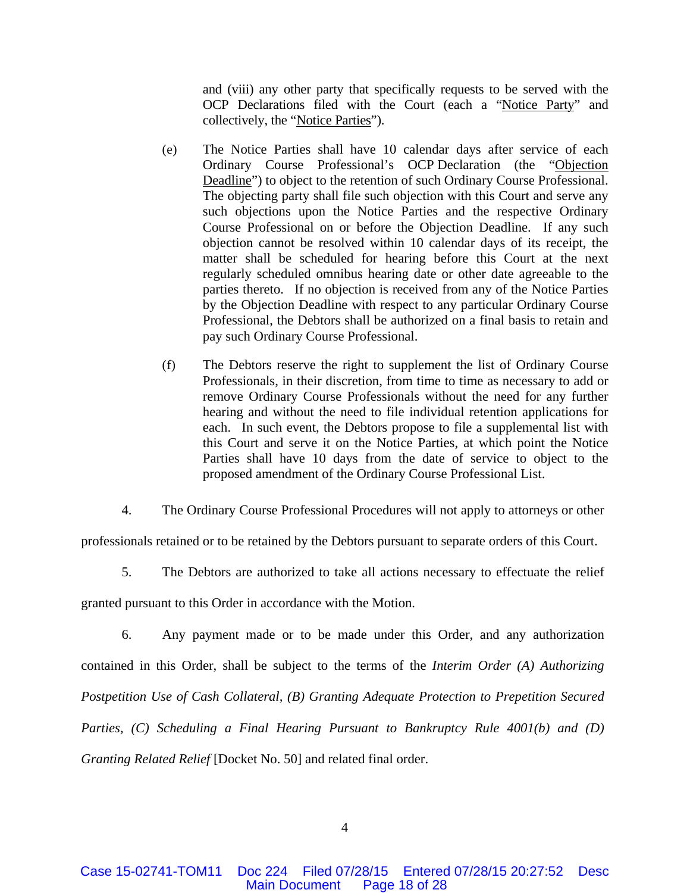and (viii) any other party that specifically requests to be served with the OCP Declarations filed with the Court (each a "Notice Party" and collectively, the "Notice Parties").

(e) The Notice Parties shall have 10 calendar days after service of each Ordinary Course Professional's OCP Declaration (the "Objection Deadline") to object to the retention of such Ordinary Course Professional. The objecting party shall file such objection with this Court and serve any such objections upon the Notice Parties and the respective Ordinary Course Professional on or before the Objection Deadline. If any such objection cannot be resolved within 10 calendar days of its receipt, the matter shall be scheduled for hearing before this Court at the next regularly scheduled omnibus hearing date or other date agreeable to the parties thereto. If no objection is received from any of the Notice Parties by the Objection Deadline with respect to any particular Ordinary Course Professional, the Debtors shall be authorized on a final basis to retain and pay such Ordinary Course Professional.

(f) The Debtors reserve the right to supplement the list of Ordinary Course Professionals, in their discretion, from time to time as necessary to add or remove Ordinary Course Professionals without the need for any further hearing and without the need to file individual retention applications for each. In such event, the Debtors propose to file a supplemental list with this Court and serve it on the Notice Parties, at which point the Notice Parties shall have 10 days from the date of service to object to the proposed amendment of the Ordinary Course Professional List.

4. The Ordinary Course Professional Procedures will not apply to attorneys or other professionals retained or to be retained by the Debtors pursuant to separate orders of this Court.

5. The Debtors are authorized to take all actions necessary to effectuate the relief granted pursuant to this Order in accordance with the Motion.

6. Any payment made or to be made under this Order, and any authorization contained in this Order, shall be subject to the terms of the *Interim Order (A) Authorizing Postpetition Use of Cash Collateral, (B) Granting Adequate Protection to Prepetition Secured Parties, (C) Scheduling a Final Hearing Pursuant to Bankruptcy Rule 4001(b) and (D) Granting Related Relief* [Docket No. 50] and related final order.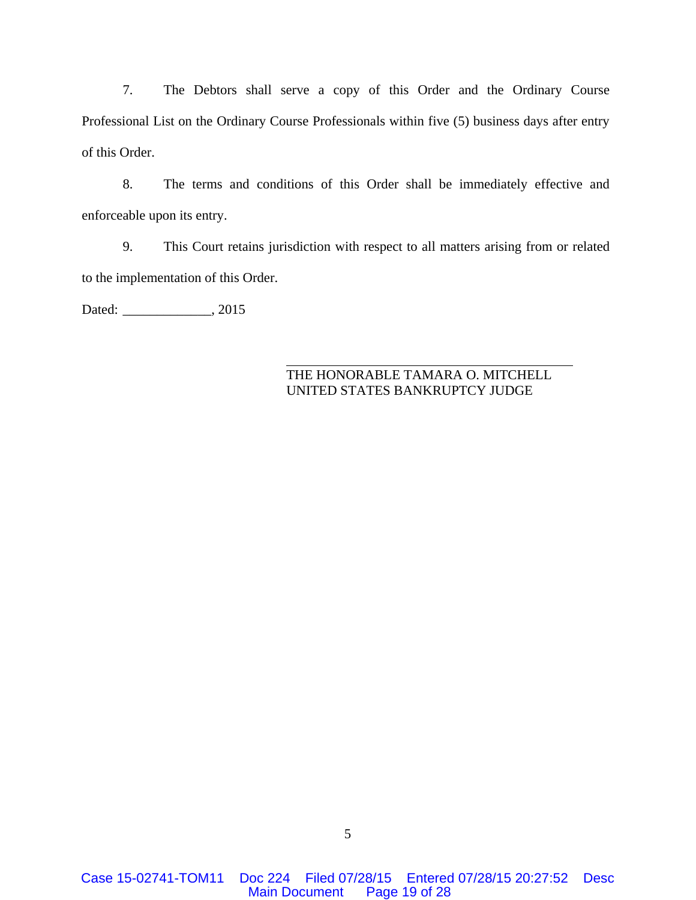7. The Debtors shall serve a copy of this Order and the Ordinary Course Professional List on the Ordinary Course Professionals within five (5) business days after entry of this Order.

8. The terms and conditions of this Order shall be immediately effective and enforceable upon its entry.

9. This Court retains jurisdiction with respect to all matters arising from or related to the implementation of this Order.

Dated: _____________, 2015

\_\_\_\_\_\_\_\_\_\_\_\_\_\_\_\_\_\_\_\_\_\_\_\_\_\_\_\_\_\_\_\_\_\_\_\_\_\_\_\_

THE HONORABLE TAMARA O. MITCHELL
UNITED STATES BANKRUPTCY JUDGE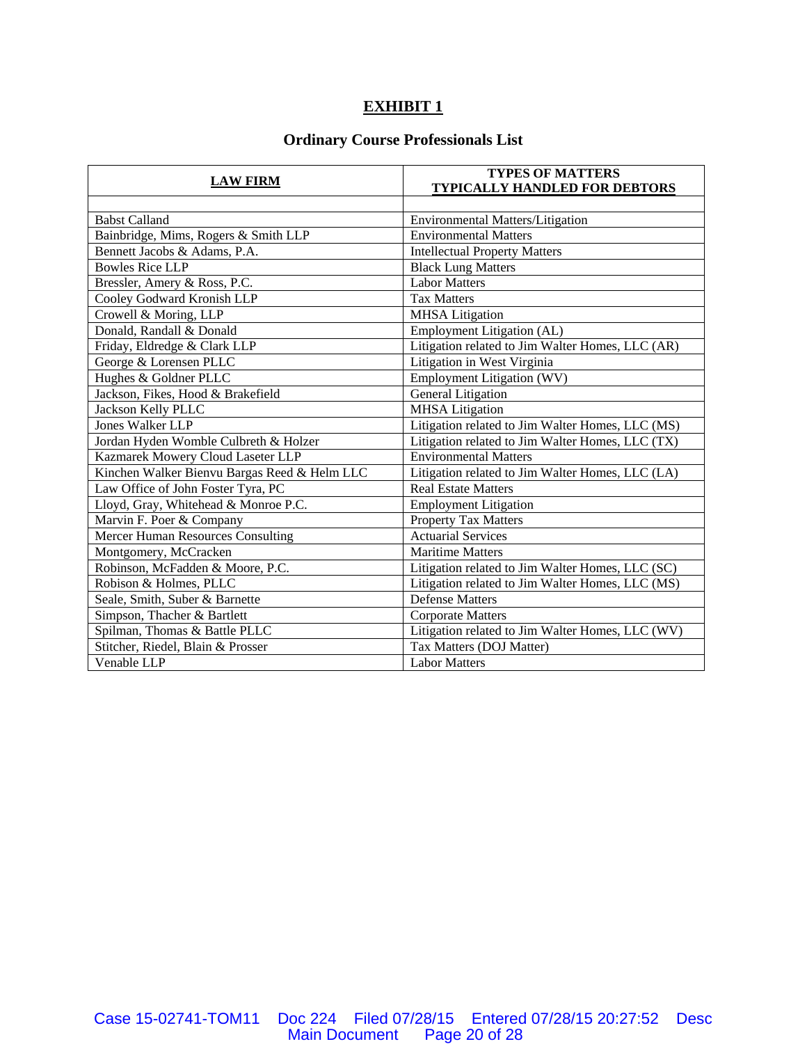# EXHIBIT 1

## Ordinary Course Professionals List

| LAW FIRM | TYPES OF MATTERS TYPICALLY HANDLED FOR DEBTORS |
|---|---|
| | |
| Babst Calland | Environmental Matters/Litigation |
| Bainbridge, Mims, Rogers & Smith LLP | Environmental Matters |
| Bennett Jacobs & Adams, P.A. | Intellectual Property Matters |
| Bowles Rice LLP | Black Lung Matters |
| Bressler, Amery & Ross, P.C. | Labor Matters |
| Cooley Godward Kronish LLP | Tax Matters |
| Crowell & Moring, LLP | MHSA Litigation |
| Donald, Randall & Donald | Employment Litigation (AL) |
| Friday, Eldredge & Clark LLP | Litigation related to Jim Walter Homes, LLC (AR) |
| George & Lorensen PLLC | Litigation in West Virginia |
| Hughes & Goldner PLLC | Employment Litigation (WV) |
| Jackson, Fikes, Hood & Brakefield | General Litigation |
| Jackson Kelly PLLC | MHSA Litigation |
| Jones Walker LLP | Litigation related to Jim Walter Homes, LLC (MS) |
| Jordan Hyden Womble Culbreth & Holzer | Litigation related to Jim Walter Homes, LLC (TX) |
| Kazmarek Mowery Cloud Laseter LLP | Environmental Matters |
| Kinchen Walker Bienvu Bargas Reed & Helm LLC | Litigation related to Jim Walter Homes, LLC (LA) |
| Law Office of John Foster Tyra, PC | Real Estate Matters |
| Lloyd, Gray, Whitehead & Monroe P.C. | Employment Litigation |
| Marvin F. Poer & Company | Property Tax Matters |
| Mercer Human Resources Consulting | Actuarial Services |
| Montgomery, McCracken | Maritime Matters |
| Robinson, McFadden & Moore, P.C. | Litigation related to Jim Walter Homes, LLC (SC) |
| Robison & Holmes, PLLC | Litigation related to Jim Walter Homes, LLC (MS) |
| Seale, Smith, Suber & Barnette | Defense Matters |
| Simpson, Thacher & Bartlett | Corporate Matters |
| Spilman, Thomas & Battle PLLC | Litigation related to Jim Walter Homes, LLC (WV) |
| Stitcher, Riedel, Blain & Prosser | Tax Matters (DOJ Matter) |
| Venable LLP | Labor Matters |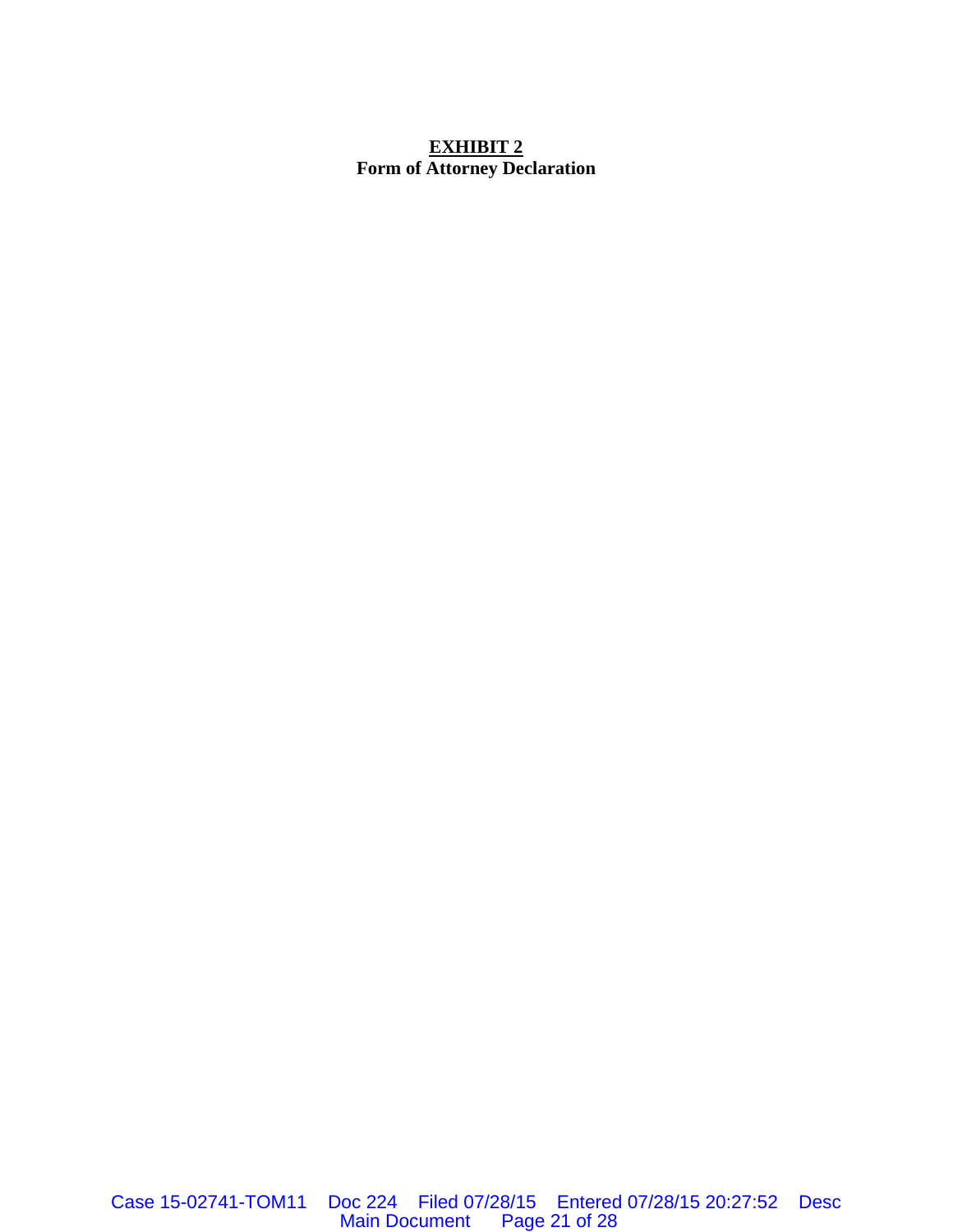**EXHIBIT 2**
**Form of Attorney Declaration**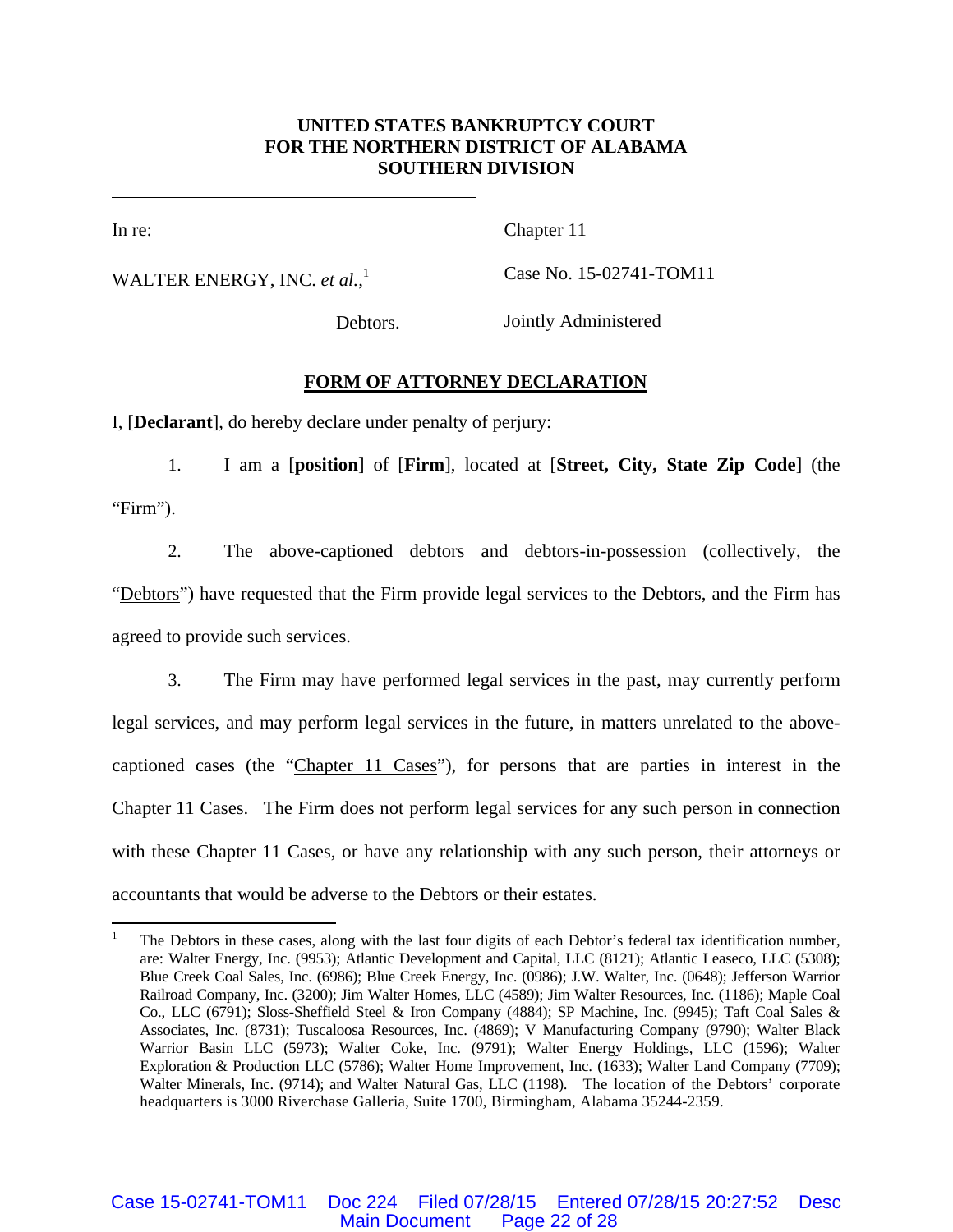**UNITED STATES BANKRUPTCY COURT**
**FOR THE NORTHERN DISTRICT OF ALABAMA**
**SOUTHERN DIVISION**

| | |
|---|---|
| In re: | Chapter 11 |
| WALTER ENERGY, INC. *et al.*,[1] | Case No. 15-02741-TOM11 |
| Debtors. | Jointly Administered |

**FORM OF ATTORNEY DECLARATION**

I, [**Declarant**], do hereby declare under penalty of perjury:

1. I am a [**position**] of [**Firm**], located at [**Street, City, State Zip Code**] (the "Firm").

2. The above-captioned debtors and debtors-in-possession (collectively, the "Debtors") have requested that the Firm provide legal services to the Debtors, and the Firm has agreed to provide such services.

3. The Firm may have performed legal services in the past, may currently perform legal services, and may perform legal services in the future, in matters unrelated to the above-captioned cases (the "Chapter 11 Cases"), for persons that are parties in interest in the Chapter 11 Cases. The Firm does not perform legal services for any such person in connection with these Chapter 11 Cases, or have any relationship with any such person, their attorneys or accountants that would be adverse to the Debtors or their estates.

[1] The Debtors in these cases, along with the last four digits of each Debtor's federal tax identification number, are: Walter Energy, Inc. (9953); Atlantic Development and Capital, LLC (8121); Atlantic Leaseco, LLC (5308); Blue Creek Coal Sales, Inc. (6986); Blue Creek Energy, Inc. (0986); J.W. Walter, Inc. (0648); Jefferson Warrior Railroad Company, Inc. (3200); Jim Walter Homes, LLC (4589); Jim Walter Resources, Inc. (1186); Maple Coal Co., LLC (6791); Sloss-Sheffield Steel & Iron Company (4884); SP Machine, Inc. (9945); Taft Coal Sales & Associates, Inc. (8731); Tuscaloosa Resources, Inc. (4869); V Manufacturing Company (9790); Walter Black Warrior Basin LLC (5973); Walter Coke, Inc. (9791); Walter Energy Holdings, LLC (1596); Walter Exploration & Production LLC (5786); Walter Home Improvement, Inc. (1633); Walter Land Company (7709); Walter Minerals, Inc. (9714); and Walter Natural Gas, LLC (1198). The location of the Debtors' corporate headquarters is 3000 Riverchase Galleria, Suite 1700, Birmingham, Alabama 35244-2359.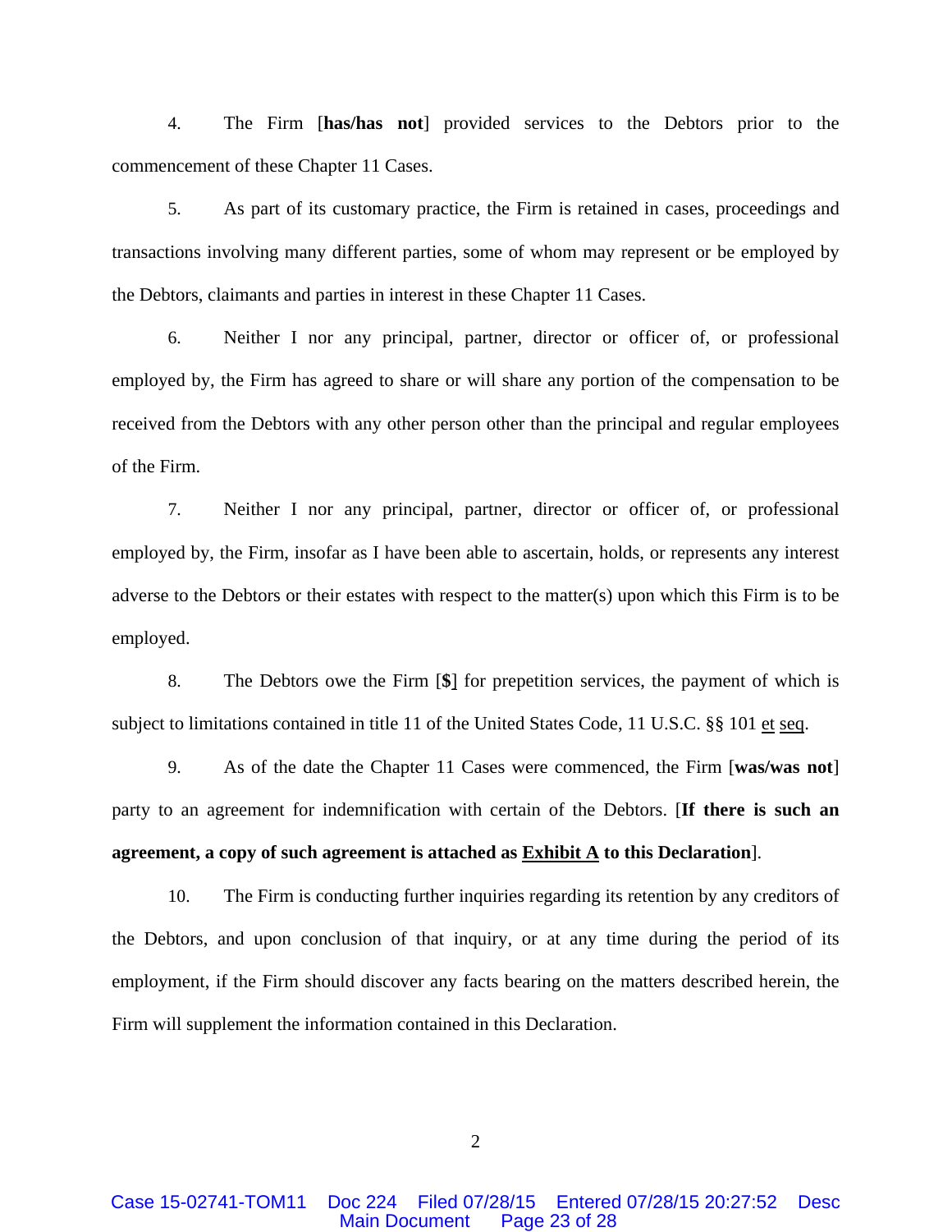4. The Firm [**has/has not**] provided services to the Debtors prior to the commencement of these Chapter 11 Cases.

5. As part of its customary practice, the Firm is retained in cases, proceedings and transactions involving many different parties, some of whom may represent or be employed by the Debtors, claimants and parties in interest in these Chapter 11 Cases.

6. Neither I nor any principal, partner, director or officer of, or professional employed by, the Firm has agreed to share or will share any portion of the compensation to be received from the Debtors with any other person other than the principal and regular employees of the Firm.

7. Neither I nor any principal, partner, director or officer of, or professional employed by, the Firm, insofar as I have been able to ascertain, holds, or represents any interest adverse to the Debtors or their estates with respect to the matter(s) upon which this Firm is to be employed.

8. The Debtors owe the Firm [**$**] for prepetition services, the payment of which is subject to limitations contained in title 11 of the United States Code, 11 U.S.C. §§ 101 et seq.

9. As of the date the Chapter 11 Cases were commenced, the Firm [**was/was not**] party to an agreement for indemnification with certain of the Debtors. [**If there is such an agreement, a copy of such agreement is attached as Exhibit A to this Declaration**].

10. The Firm is conducting further inquiries regarding its retention by any creditors of the Debtors, and upon conclusion of that inquiry, or at any time during the period of its employment, if the Firm should discover any facts bearing on the matters described herein, the Firm will supplement the information contained in this Declaration.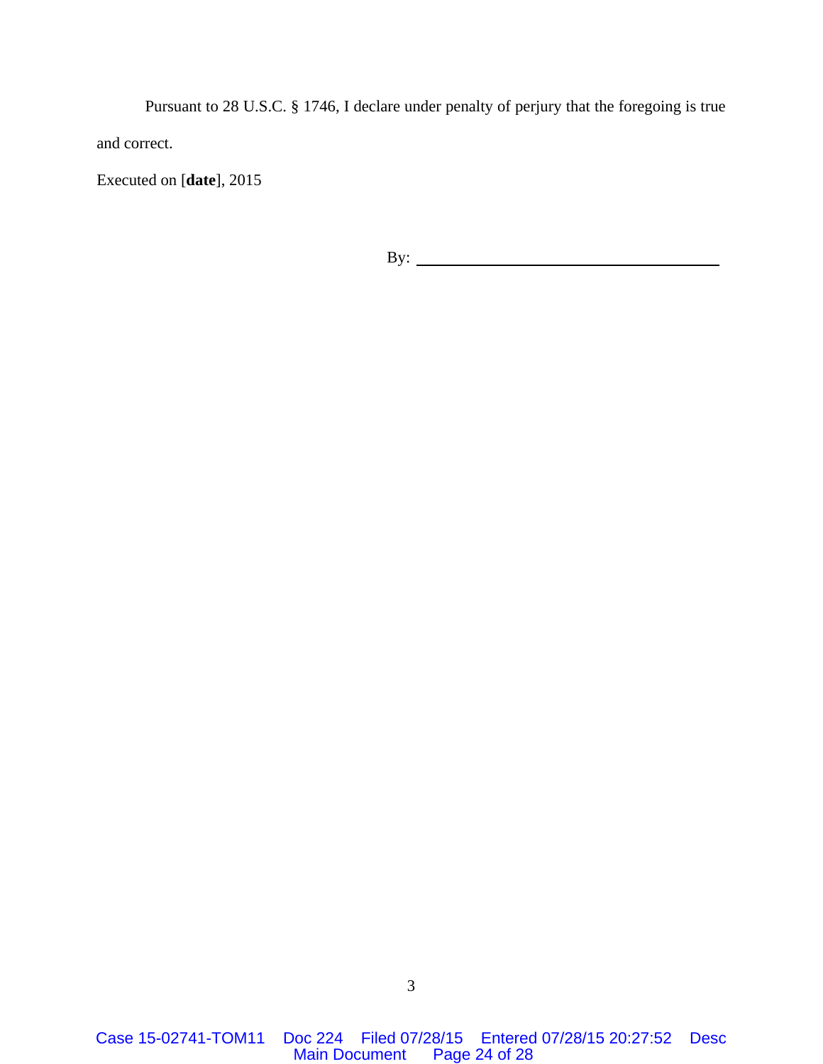Pursuant to 28 U.S.C. § 1746, I declare under penalty of perjury that the foregoing is true and correct.

Executed on [**date**], 2015

By: ________________________________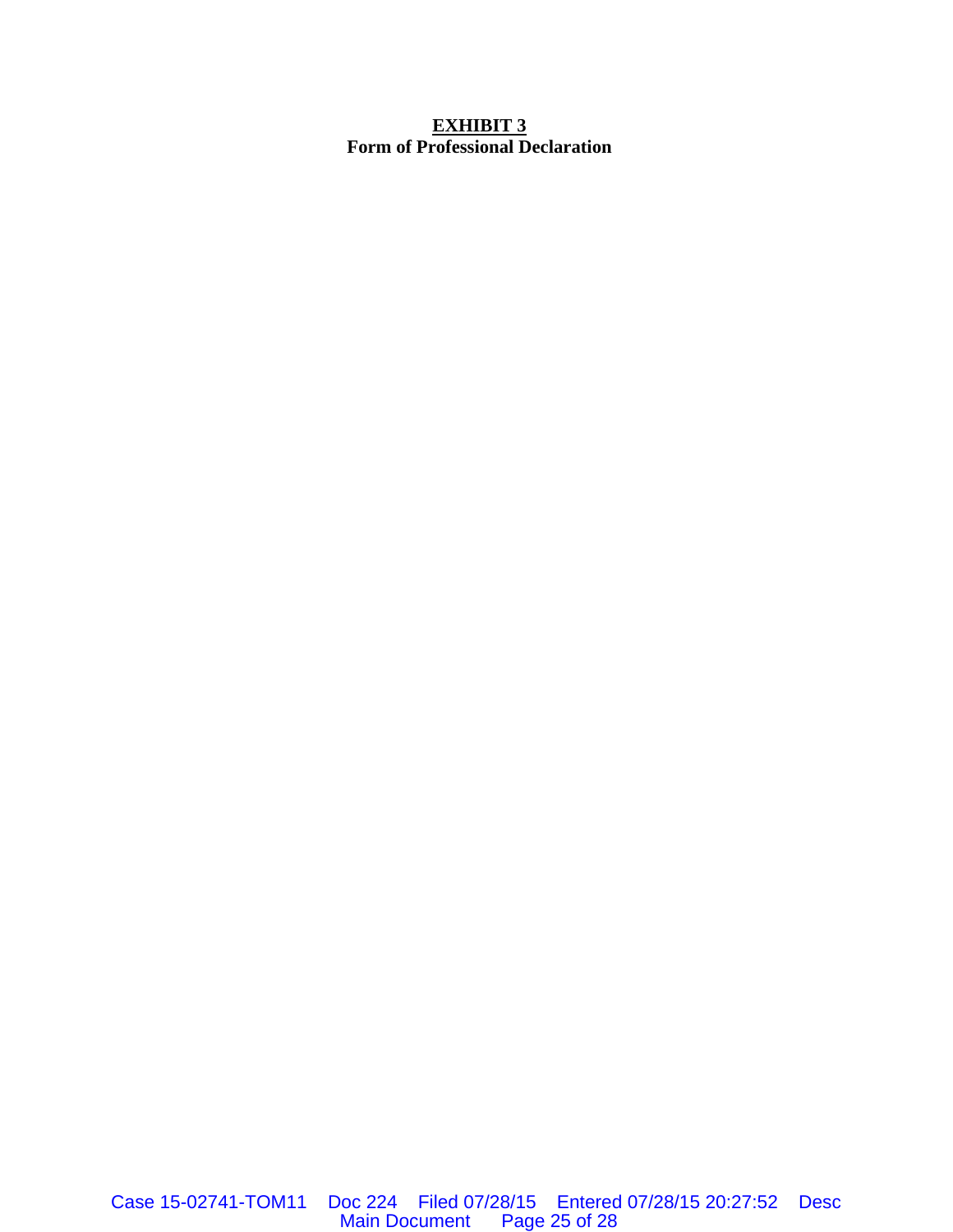**<u>EXHIBIT 3</u>**
**Form of Professional Declaration**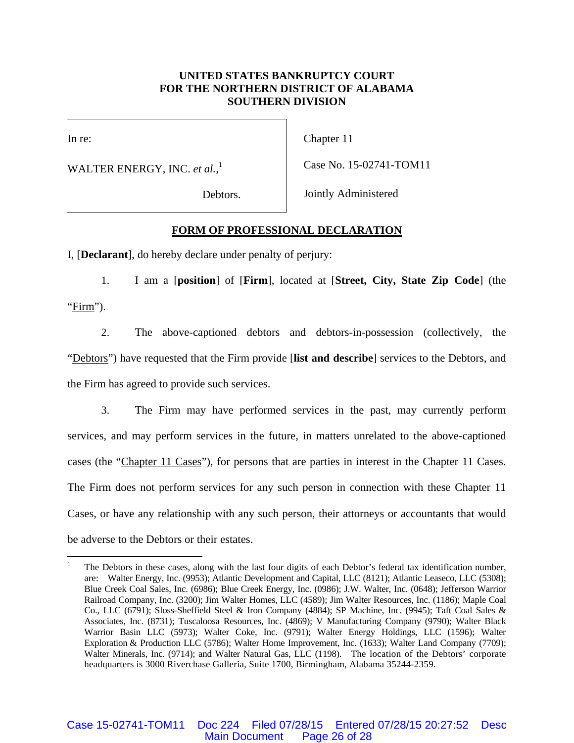**UNITED STATES BANKRUPTCY COURT**
**FOR THE NORTHERN DISTRICT OF ALABAMA**
**SOUTHERN DIVISION**

| In re: | Chapter 11 |
|---|---|
| WALTER ENERGY, INC. *et al.*,[1] | Case No. 15-02741-TOM11 |
| Debtors. | Jointly Administered |

**FORM OF PROFESSIONAL DECLARATION**

I, [**Declarant**], do hereby declare under penalty of perjury:

1. I am a [**position**] of [**Firm**], located at [**Street, City, State Zip Code**] (the "Firm").

2. The above-captioned debtors and debtors-in-possession (collectively, the "Debtors") have requested that the Firm provide [**list and describe**] services to the Debtors, and the Firm has agreed to provide such services.

3. The Firm may have performed services in the past, may currently perform services, and may perform services in the future, in matters unrelated to the above-captioned cases (the "Chapter 11 Cases"), for persons that are parties in interest in the Chapter 11 Cases. The Firm does not perform services for any such person in connection with these Chapter 11 Cases, or have any relationship with any such person, their attorneys or accountants that would be adverse to the Debtors or their estates.

---

[1] The Debtors in these cases, along with the last four digits of each Debtor's federal tax identification number, are: Walter Energy, Inc. (9953); Atlantic Development and Capital, LLC (8121); Atlantic Leaseco, LLC (5308); Blue Creek Coal Sales, Inc. (6986); Blue Creek Energy, Inc. (0986); J.W. Walter, Inc. (0648); Jefferson Warrior Railroad Company, Inc. (3200); Jim Walter Homes, LLC (4589); Jim Walter Resources, Inc. (1186); Maple Coal Co., LLC (6791); Sloss-Sheffield Steel & Iron Company (4884); SP Machine, Inc. (9945); Taft Coal Sales & Associates, Inc. (8731); Tuscaloosa Resources, Inc. (4869); V Manufacturing Company (9790); Walter Black Warrior Basin LLC (5973); Walter Coke, Inc. (9791); Walter Energy Holdings, LLC (1596); Walter Exploration & Production LLC (5786); Walter Home Improvement, Inc. (1633); Walter Land Company (7709); Walter Minerals, Inc. (9714); and Walter Natural Gas, LLC (1198). The location of the Debtors' corporate headquarters is 3000 Riverchase Galleria, Suite 1700, Birmingham, Alabama 35244-2359.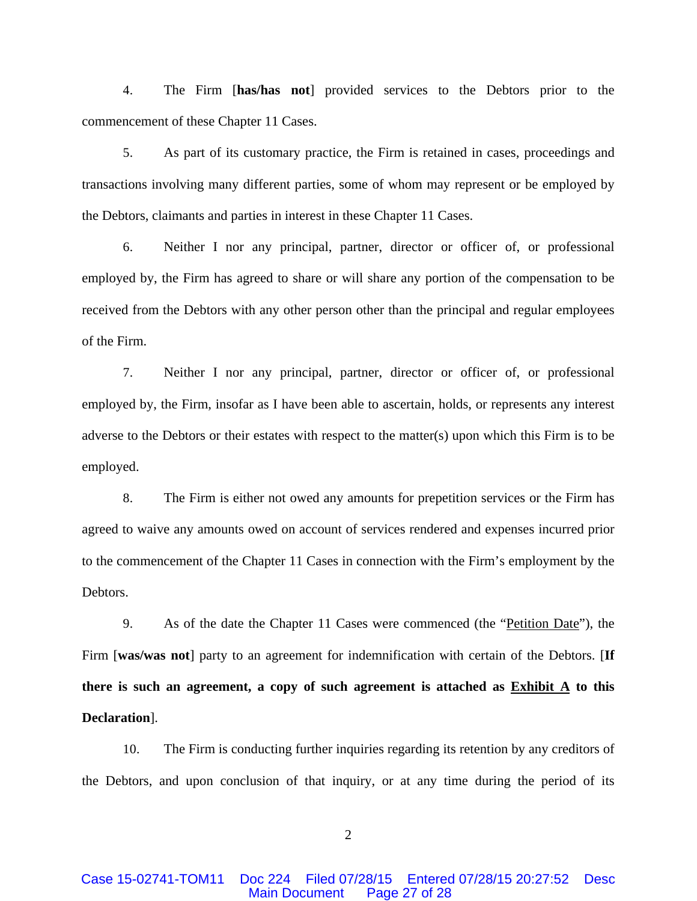4. The Firm [**has/has not**] provided services to the Debtors prior to the commencement of these Chapter 11 Cases.

5. As part of its customary practice, the Firm is retained in cases, proceedings and transactions involving many different parties, some of whom may represent or be employed by the Debtors, claimants and parties in interest in these Chapter 11 Cases.

6. Neither I nor any principal, partner, director or officer of, or professional employed by, the Firm has agreed to share or will share any portion of the compensation to be received from the Debtors with any other person other than the principal and regular employees of the Firm.

7. Neither I nor any principal, partner, director or officer of, or professional employed by, the Firm, insofar as I have been able to ascertain, holds, or represents any interest adverse to the Debtors or their estates with respect to the matter(s) upon which this Firm is to be employed.

8. The Firm is either not owed any amounts for prepetition services or the Firm has agreed to waive any amounts owed on account of services rendered and expenses incurred prior to the commencement of the Chapter 11 Cases in connection with the Firm's employment by the Debtors.

9. As of the date the Chapter 11 Cases were commenced (the "<u>Petition Date</u>"), the Firm [**was/was not**] party to an agreement for indemnification with certain of the Debtors. [**If there is such an agreement, a copy of such agreement is attached as <u>Exhibit A</u> to this Declaration**].

10. The Firm is conducting further inquiries regarding its retention by any creditors of the Debtors, and upon conclusion of that inquiry, or at any time during the period of its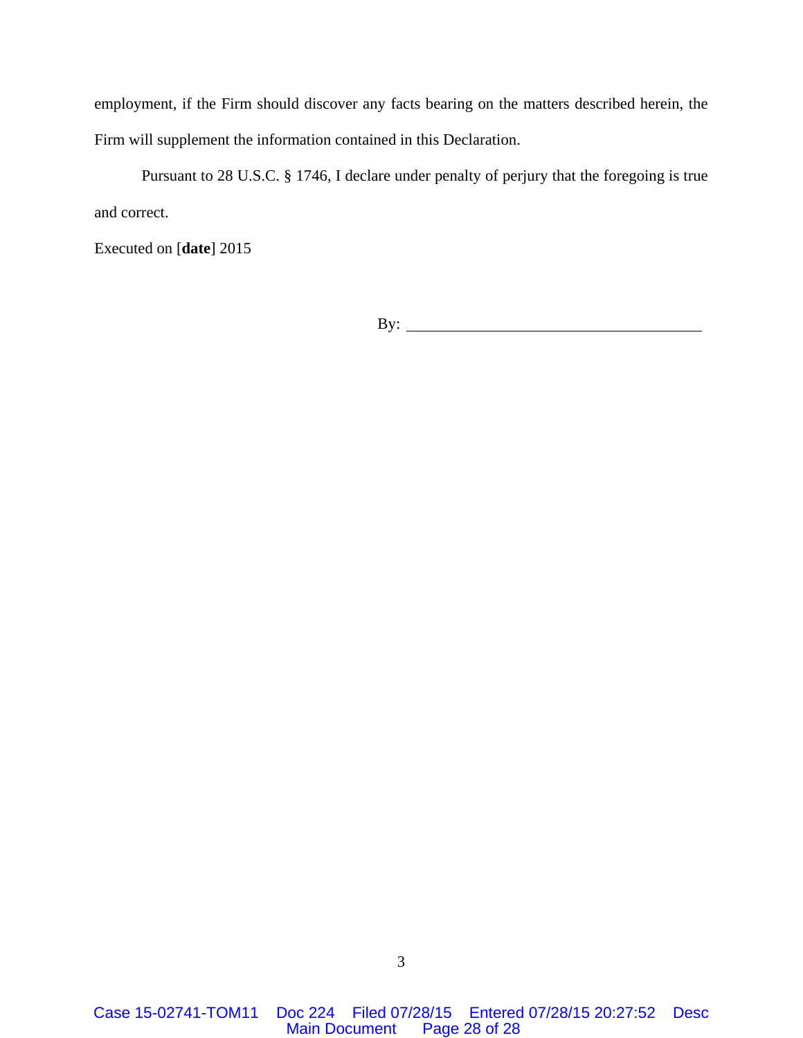employment, if the Firm should discover any facts bearing on the matters described herein, the Firm will supplement the information contained in this Declaration.

Pursuant to 28 U.S.C. § 1746, I declare under penalty of perjury that the foregoing is true and correct.

Executed on [**date**] 2015

By: ______________________________